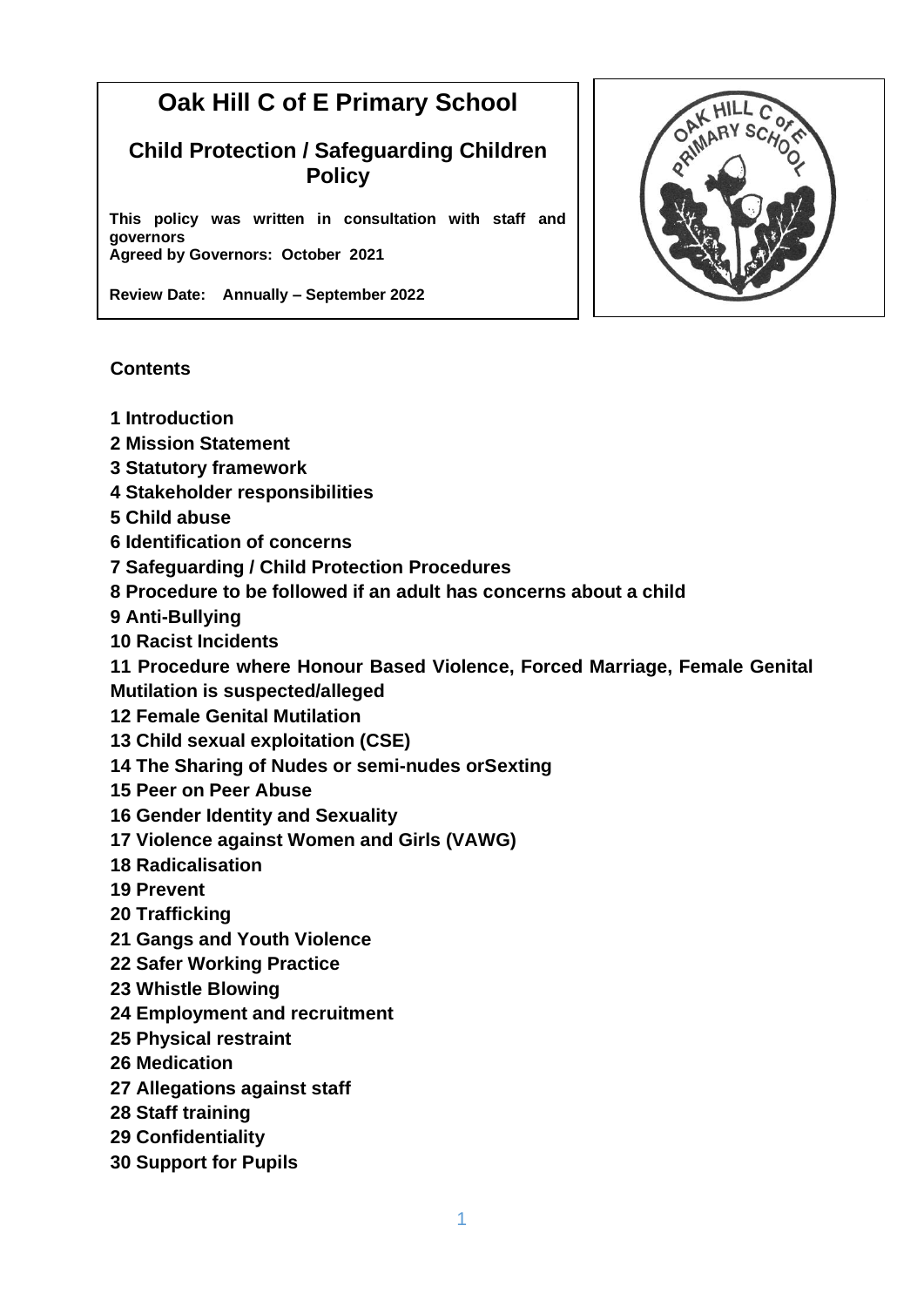# Oak Hill C of E Primary School

## Child Protection / Safeguarding Children Policy

**This policy was written in consultation with staff and governors**
**Agreed by Governors: October 2021**

**Review Date: Annually – September 2022**

**Contents**

**1 Introduction**
**2 Mission Statement**
**3 Statutory framework**
**4 Stakeholder responsibilities**
**5 Child abuse**
**6 Identification of concerns**
**7 Safeguarding / Child Protection Procedures**
**8 Procedure to be followed if an adult has concerns about a child**
**9 Anti-Bullying**
**10 Racist Incidents**
**11 Procedure where Honour Based Violence, Forced Marriage, Female Genital Mutilation is suspected/alleged**
**12 Female Genital Mutilation**
**13 Child sexual exploitation (CSE)**
**14 The Sharing of Nudes or semi-nudes orSexting**
**15 Peer on Peer Abuse**
**16 Gender Identity and Sexuality**
**17 Violence against Women and Girls (VAWG)**
**18 Radicalisation**
**19 Prevent**
**20 Trafficking**
**21 Gangs and Youth Violence**
**22 Safer Working Practice**
**23 Whistle Blowing**
**24 Employment and recruitment**
**25 Physical restraint**
**26 Medication**
**27 Allegations against staff**
**28 Staff training**
**29 Confidentiality**
**30 Support for Pupils**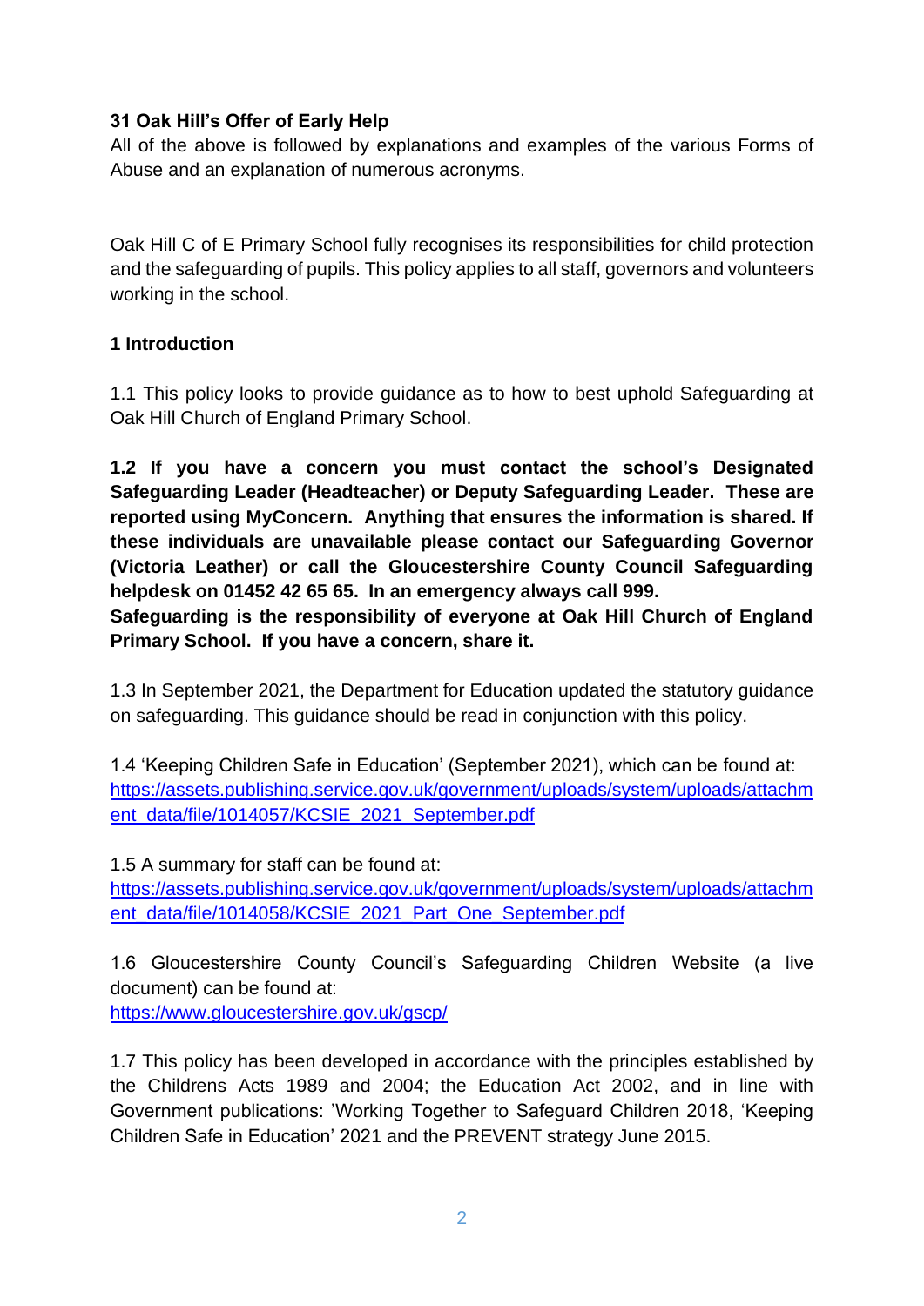**31 Oak Hill's Offer of Early Help**

All of the above is followed by explanations and examples of the various Forms of Abuse and an explanation of numerous acronyms.

Oak Hill C of E Primary School fully recognises its responsibilities for child protection and the safeguarding of pupils. This policy applies to all staff, governors and volunteers working in the school.

## 1 Introduction

1.1 This policy looks to provide guidance as to how to best uphold Safeguarding at Oak Hill Church of England Primary School.

**1.2 If you have a concern you must contact the school's Designated Safeguarding Leader (Headteacher) or Deputy Safeguarding Leader. These are reported using MyConcern. Anything that ensures the information is shared. If these individuals are unavailable please contact our Safeguarding Governor (Victoria Leather) or call the Gloucestershire County Council Safeguarding helpdesk on 01452 42 65 65. In an emergency always call 999.**

**Safeguarding is the responsibility of everyone at Oak Hill Church of England Primary School. If you have a concern, share it.**

1.3 In September 2021, the Department for Education updated the statutory guidance on safeguarding. This guidance should be read in conjunction with this policy.

1.4 'Keeping Children Safe in Education' (September 2021), which can be found at: https://assets.publishing.service.gov.uk/government/uploads/system/uploads/attachment_data/file/1014057/KCSIE_2021_September.pdf

1.5 A summary for staff can be found at: https://assets.publishing.service.gov.uk/government/uploads/system/uploads/attachment_data/file/1014058/KCSIE_2021_Part_One_September.pdf

1.6 Gloucestershire County Council's Safeguarding Children Website (a live document) can be found at: https://www.gloucestershire.gov.uk/gscp/

1.7 This policy has been developed in accordance with the principles established by the Childrens Acts 1989 and 2004; the Education Act 2002, and in line with Government publications: 'Working Together to Safeguard Children 2018, 'Keeping Children Safe in Education' 2021 and the PREVENT strategy June 2015.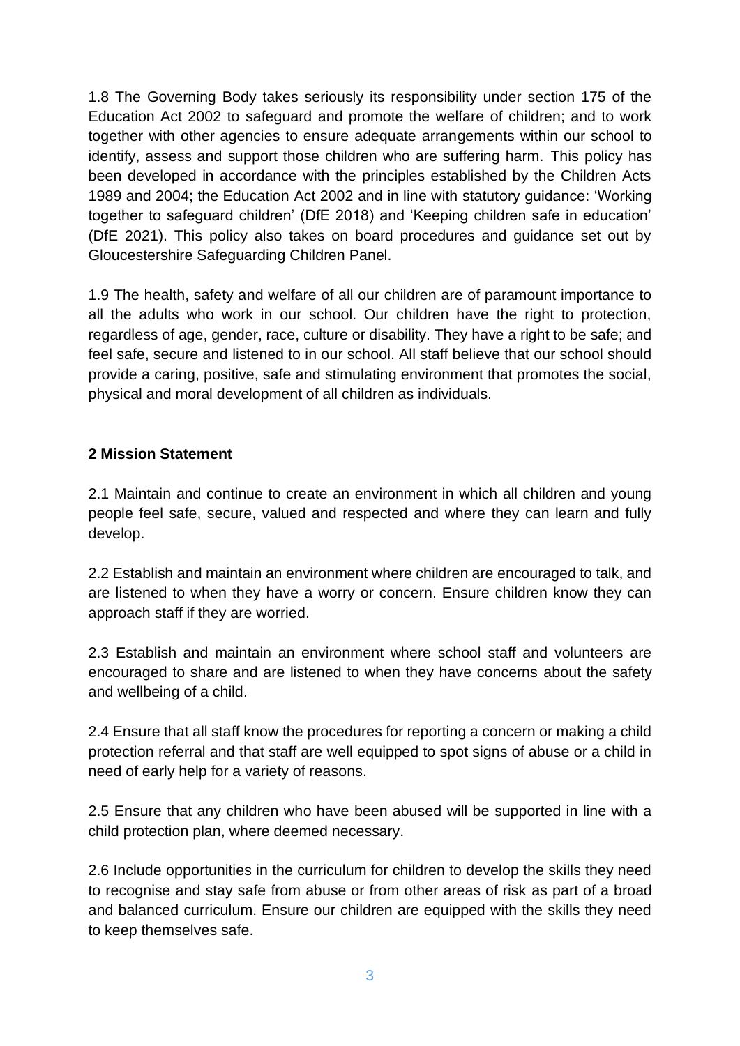1.8 The Governing Body takes seriously its responsibility under section 175 of the Education Act 2002 to safeguard and promote the welfare of children; and to work together with other agencies to ensure adequate arrangements within our school to identify, assess and support those children who are suffering harm. This policy has been developed in accordance with the principles established by the Children Acts 1989 and 2004; the Education Act 2002 and in line with statutory guidance: 'Working together to safeguard children' (DfE 2018) and 'Keeping children safe in education' (DfE 2021). This policy also takes on board procedures and guidance set out by Gloucestershire Safeguarding Children Panel.

1.9 The health, safety and welfare of all our children are of paramount importance to all the adults who work in our school. Our children have the right to protection, regardless of age, gender, race, culture or disability. They have a right to be safe; and feel safe, secure and listened to in our school. All staff believe that our school should provide a caring, positive, safe and stimulating environment that promotes the social, physical and moral development of all children as individuals.

## 2 Mission Statement

2.1 Maintain and continue to create an environment in which all children and young people feel safe, secure, valued and respected and where they can learn and fully develop.

2.2 Establish and maintain an environment where children are encouraged to talk, and are listened to when they have a worry or concern. Ensure children know they can approach staff if they are worried.

2.3 Establish and maintain an environment where school staff and volunteers are encouraged to share and are listened to when they have concerns about the safety and wellbeing of a child.

2.4 Ensure that all staff know the procedures for reporting a concern or making a child protection referral and that staff are well equipped to spot signs of abuse or a child in need of early help for a variety of reasons.

2.5 Ensure that any children who have been abused will be supported in line with a child protection plan, where deemed necessary.

2.6 Include opportunities in the curriculum for children to develop the skills they need to recognise and stay safe from abuse or from other areas of risk as part of a broad and balanced curriculum. Ensure our children are equipped with the skills they need to keep themselves safe.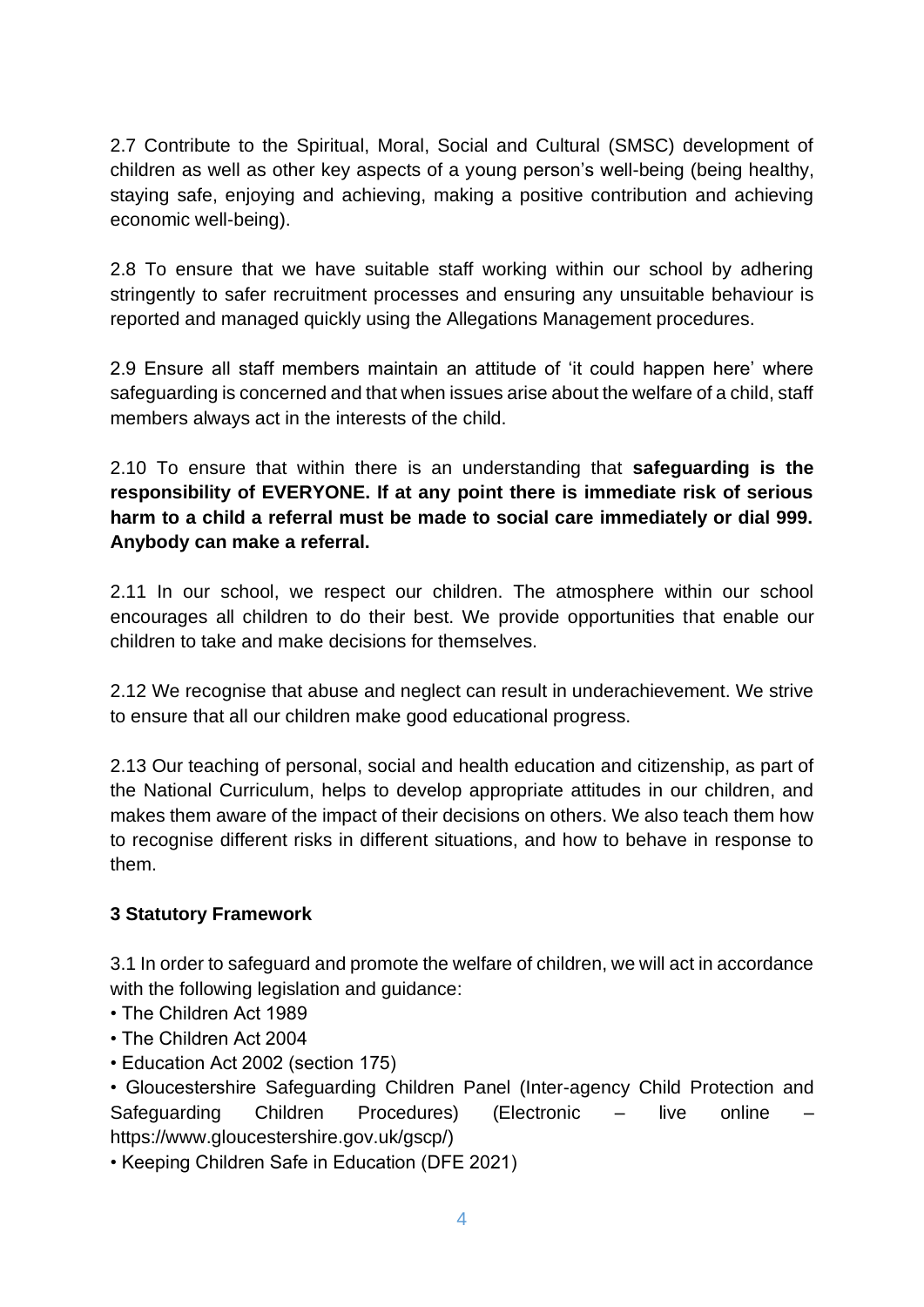2.7 Contribute to the Spiritual, Moral, Social and Cultural (SMSC) development of children as well as other key aspects of a young person's well-being (being healthy, staying safe, enjoying and achieving, making a positive contribution and achieving economic well-being).

2.8 To ensure that we have suitable staff working within our school by adhering stringently to safer recruitment processes and ensuring any unsuitable behaviour is reported and managed quickly using the Allegations Management procedures.

2.9 Ensure all staff members maintain an attitude of 'it could happen here' where safeguarding is concerned and that when issues arise about the welfare of a child, staff members always act in the interests of the child.

2.10 To ensure that within there is an understanding that **safeguarding is the responsibility of EVERYONE. If at any point there is immediate risk of serious harm to a child a referral must be made to social care immediately or dial 999. Anybody can make a referral.**

2.11 In our school, we respect our children. The atmosphere within our school encourages all children to do their best. We provide opportunities that enable our children to take and make decisions for themselves.

2.12 We recognise that abuse and neglect can result in underachievement. We strive to ensure that all our children make good educational progress.

2.13 Our teaching of personal, social and health education and citizenship, as part of the National Curriculum, helps to develop appropriate attitudes in our children, and makes them aware of the impact of their decisions on others. We also teach them how to recognise different risks in different situations, and how to behave in response to them.

### 3 Statutory Framework

3.1 In order to safeguard and promote the welfare of children, we will act in accordance with the following legislation and guidance:

- The Children Act 1989
- The Children Act 2004
- Education Act 2002 (section 175)
- Gloucestershire Safeguarding Children Panel (Inter-agency Child Protection and Safeguarding Children Procedures) (Electronic – live online – https://www.gloucestershire.gov.uk/gscp/)
- Keeping Children Safe in Education (DFE 2021)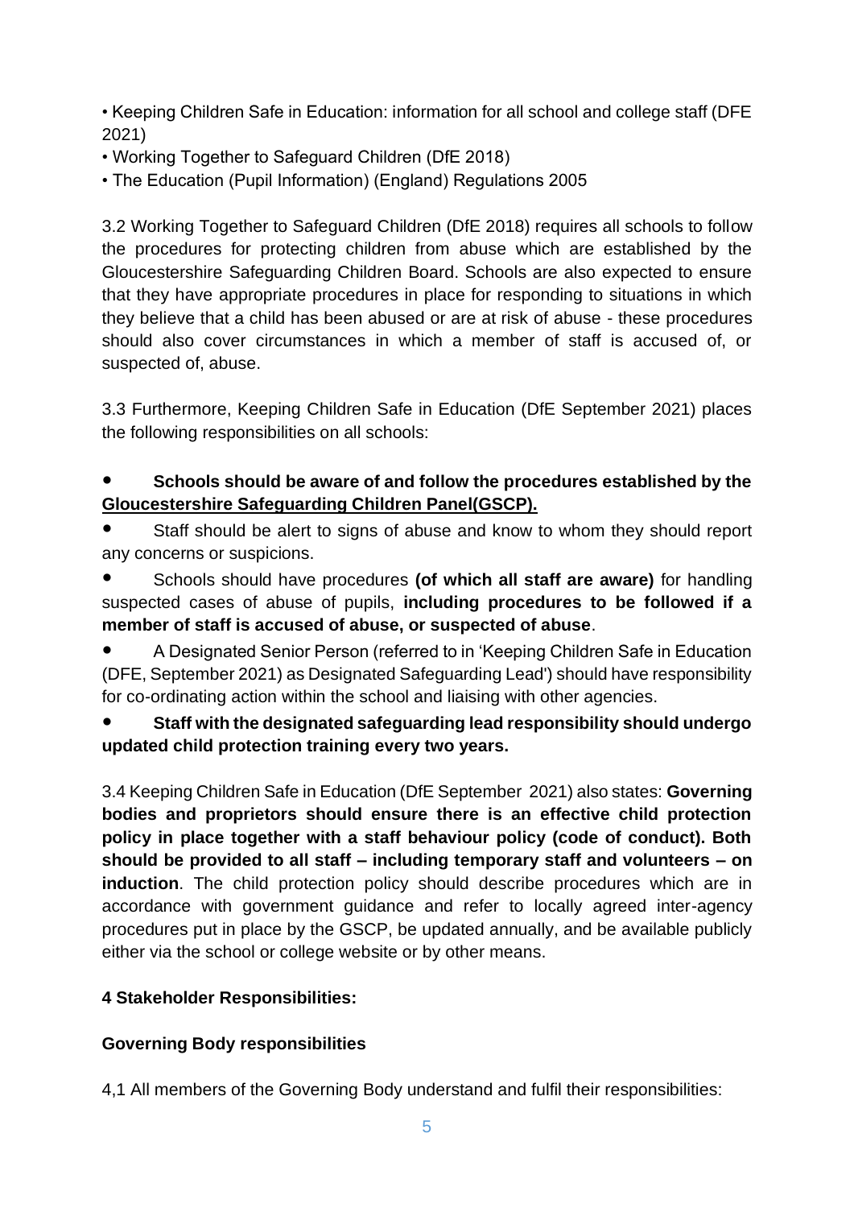• Keeping Children Safe in Education: information for all school and college staff (DFE 2021)
• Working Together to Safeguard Children (DfE 2018)
• The Education (Pupil Information) (England) Regulations 2005

3.2 Working Together to Safeguard Children (DfE 2018) requires all schools to follow the procedures for protecting children from abuse which are established by the Gloucestershire Safeguarding Children Board. Schools are also expected to ensure that they have appropriate procedures in place for responding to situations in which they believe that a child has been abused or are at risk of abuse - these procedures should also cover circumstances in which a member of staff is accused of, or suspected of, abuse.

3.3 Furthermore, Keeping Children Safe in Education (DfE September 2021) places the following responsibilities on all schools:

- **Schools should be aware of and follow the procedures established by the <u>Gloucestershire Safeguarding Children Panel(GSCP).</u>**
- Staff should be alert to signs of abuse and know to whom they should report any concerns or suspicions.
- Schools should have procedures **(of which all staff are aware)** for handling suspected cases of abuse of pupils, **including procedures to be followed if a member of staff is accused of abuse, or suspected of abuse**.
- A Designated Senior Person (referred to in 'Keeping Children Safe in Education (DFE, September 2021) as Designated Safeguarding Lead') should have responsibility for co-ordinating action within the school and liaising with other agencies.
- **Staff with the designated safeguarding lead responsibility should undergo updated child protection training every two years.**

3.4 Keeping Children Safe in Education (DfE September 2021) also states: **Governing bodies and proprietors should ensure there is an effective child protection policy in place together with a staff behaviour policy (code of conduct). Both should be provided to all staff – including temporary staff and volunteers – on induction**. The child protection policy should describe procedures which are in accordance with government guidance and refer to locally agreed inter-agency procedures put in place by the GSCP, be updated annually, and be available publicly either via the school or college website or by other means.

## 4 Stakeholder Responsibilities:

### Governing Body responsibilities

4,1 All members of the Governing Body understand and fulfil their responsibilities: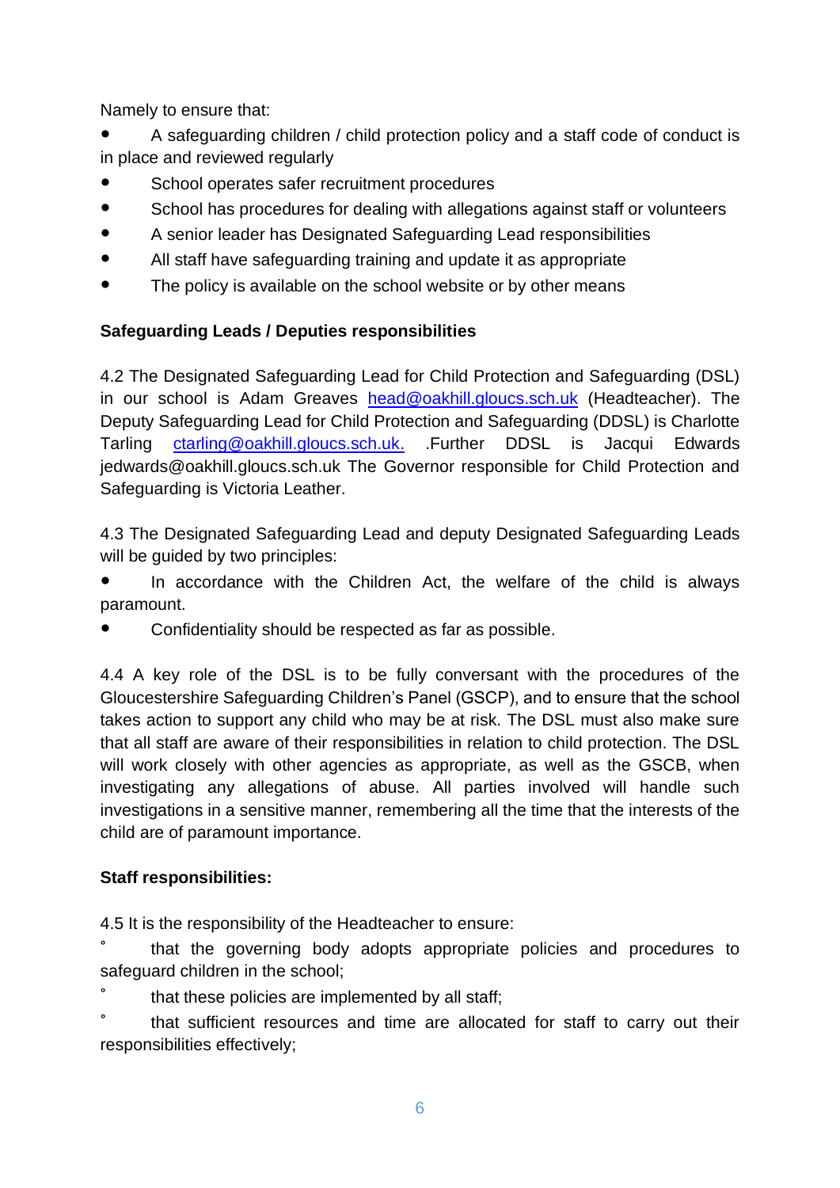Namely to ensure that:

- A safeguarding children / child protection policy and a staff code of conduct is in place and reviewed regularly
- School operates safer recruitment procedures
- School has procedures for dealing with allegations against staff or volunteers
- A senior leader has Designated Safeguarding Lead responsibilities
- All staff have safeguarding training and update it as appropriate
- The policy is available on the school website or by other means

**Safeguarding Leads / Deputies responsibilities**

4.2 The Designated Safeguarding Lead for Child Protection and Safeguarding (DSL) in our school is Adam Greaves [head@oakhill.gloucs.sch.uk](mailto:head@oakhill.gloucs.sch.uk) (Headteacher). The Deputy Safeguarding Lead for Child Protection and Safeguarding (DDSL) is Charlotte Tarling [ctarling@oakhill.gloucs.sch.uk.](mailto:ctarling@oakhill.gloucs.sch.uk) .Further DDSL is Jacqui Edwards jedwards@oakhill.gloucs.sch.uk The Governor responsible for Child Protection and Safeguarding is Victoria Leather.

4.3 The Designated Safeguarding Lead and deputy Designated Safeguarding Leads will be guided by two principles:

- In accordance with the Children Act, the welfare of the child is always paramount.
- Confidentiality should be respected as far as possible.

4.4 A key role of the DSL is to be fully conversant with the procedures of the Gloucestershire Safeguarding Children's Panel (GSCP), and to ensure that the school takes action to support any child who may be at risk. The DSL must also make sure that all staff are aware of their responsibilities in relation to child protection. The DSL will work closely with other agencies as appropriate, as well as the GSCB, when investigating any allegations of abuse. All parties involved will handle such investigations in a sensitive manner, remembering all the time that the interests of the child are of paramount importance.

**Staff responsibilities:**

4.5 It is the responsibility of the Headteacher to ensure:

- that the governing body adopts appropriate policies and procedures to safeguard children in the school;
- that these policies are implemented by all staff;
- that sufficient resources and time are allocated for staff to carry out their responsibilities effectively;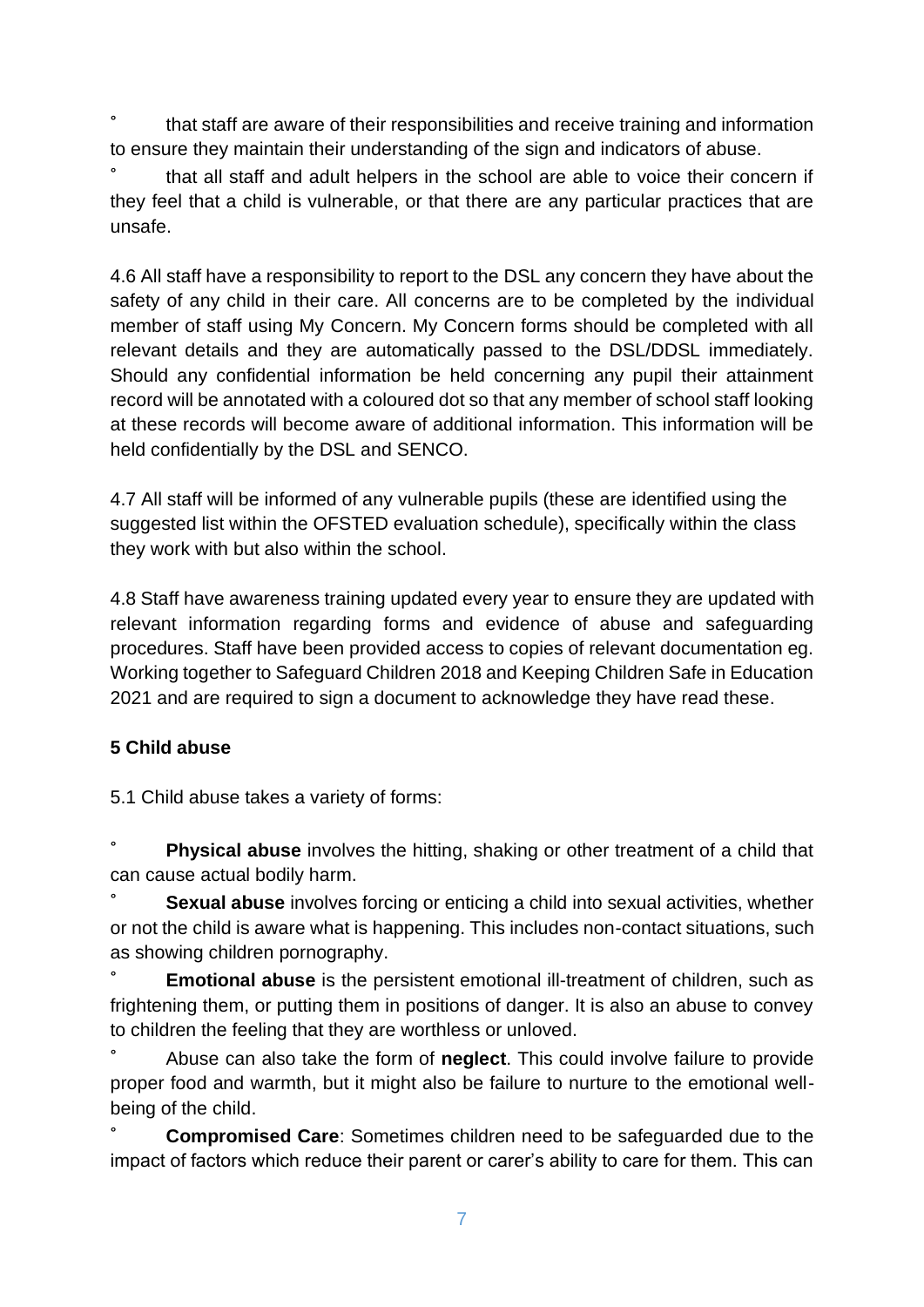- that staff are aware of their responsibilities and receive training and information to ensure they maintain their understanding of the sign and indicators of abuse.
- that all staff and adult helpers in the school are able to voice their concern if they feel that a child is vulnerable, or that there are any particular practices that are unsafe.

4.6 All staff have a responsibility to report to the DSL any concern they have about the safety of any child in their care. All concerns are to be completed by the individual member of staff using My Concern. My Concern forms should be completed with all relevant details and they are automatically passed to the DSL/DDSL immediately. Should any confidential information be held concerning any pupil their attainment record will be annotated with a coloured dot so that any member of school staff looking at these records will become aware of additional information. This information will be held confidentially by the DSL and SENCO.

4.7 All staff will be informed of any vulnerable pupils (these are identified using the suggested list within the OFSTED evaluation schedule), specifically within the class they work with but also within the school.

4.8 Staff have awareness training updated every year to ensure they are updated with relevant information regarding forms and evidence of abuse and safeguarding procedures. Staff have been provided access to copies of relevant documentation eg. Working together to Safeguard Children 2018 and Keeping Children Safe in Education 2021 and are required to sign a document to acknowledge they have read these.

## 5 Child abuse

5.1 Child abuse takes a variety of forms:

- **Physical abuse** involves the hitting, shaking or other treatment of a child that can cause actual bodily harm.
- **Sexual abuse** involves forcing or enticing a child into sexual activities, whether or not the child is aware what is happening. This includes non-contact situations, such as showing children pornography.
- **Emotional abuse** is the persistent emotional ill-treatment of children, such as frightening them, or putting them in positions of danger. It is also an abuse to convey to children the feeling that they are worthless or unloved.
- Abuse can also take the form of **neglect**. This could involve failure to provide proper food and warmth, but it might also be failure to nurture to the emotional well-being of the child.
- **Compromised Care**: Sometimes children need to be safeguarded due to the impact of factors which reduce their parent or carer's ability to care for them. This can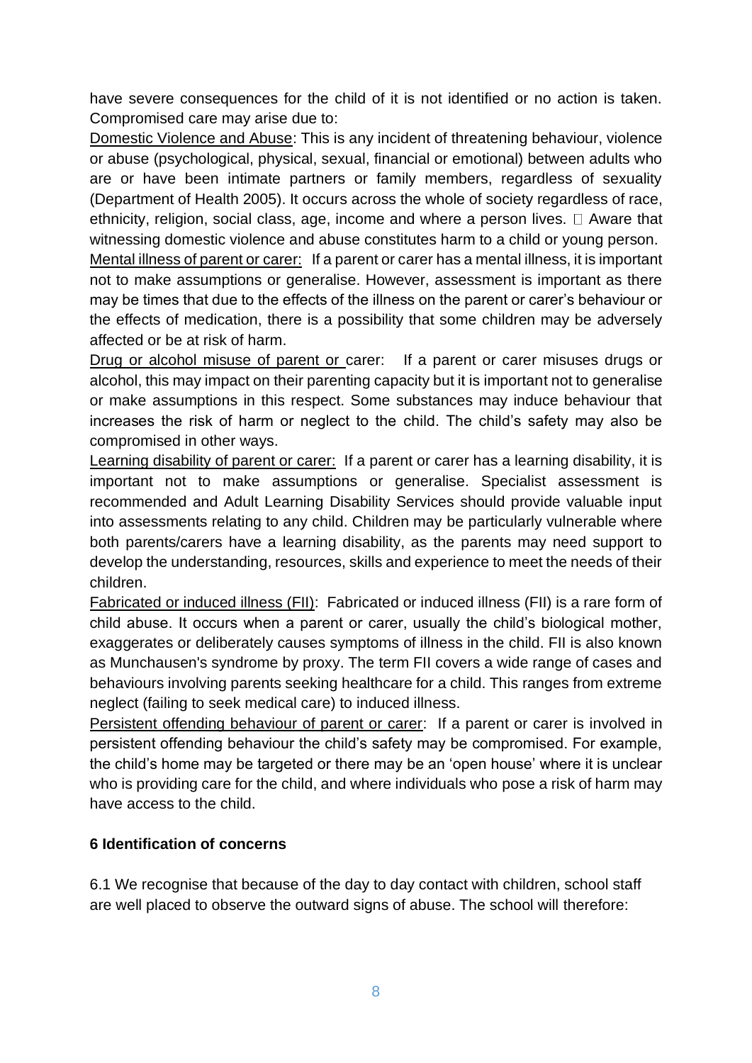have severe consequences for the child of it is not identified or no action is taken. Compromised care may arise due to:

Domestic Violence and Abuse: This is any incident of threatening behaviour, violence or abuse (psychological, physical, sexual, financial or emotional) between adults who are or have been intimate partners or family members, regardless of sexuality (Department of Health 2005). It occurs across the whole of society regardless of race, ethnicity, religion, social class, age, income and where a person lives.  Aware that witnessing domestic violence and abuse constitutes harm to a child or young person.

Mental illness of parent or carer: If a parent or carer has a mental illness, it is important not to make assumptions or generalise. However, assessment is important as there may be times that due to the effects of the illness on the parent or carer's behaviour or the effects of medication, there is a possibility that some children may be adversely affected or be at risk of harm.

Drug or alcohol misuse of parent or carer: If a parent or carer misuses drugs or alcohol, this may impact on their parenting capacity but it is important not to generalise or make assumptions in this respect. Some substances may induce behaviour that increases the risk of harm or neglect to the child. The child's safety may also be compromised in other ways.

Learning disability of parent or carer: If a parent or carer has a learning disability, it is important not to make assumptions or generalise. Specialist assessment is recommended and Adult Learning Disability Services should provide valuable input into assessments relating to any child. Children may be particularly vulnerable where both parents/carers have a learning disability, as the parents may need support to develop the understanding, resources, skills and experience to meet the needs of their children.

Fabricated or induced illness (FII): Fabricated or induced illness (FII) is a rare form of child abuse. It occurs when a parent or carer, usually the child's biological mother, exaggerates or deliberately causes symptoms of illness in the child. FII is also known as Munchausen's syndrome by proxy. The term FII covers a wide range of cases and behaviours involving parents seeking healthcare for a child. This ranges from extreme neglect (failing to seek medical care) to induced illness.

Persistent offending behaviour of parent or carer: If a parent or carer is involved in persistent offending behaviour the child's safety may be compromised. For example, the child's home may be targeted or there may be an 'open house' where it is unclear who is providing care for the child, and where individuals who pose a risk of harm may have access to the child.

**6 Identification of concerns**

6.1 We recognise that because of the day to day contact with children, school staff are well placed to observe the outward signs of abuse. The school will therefore: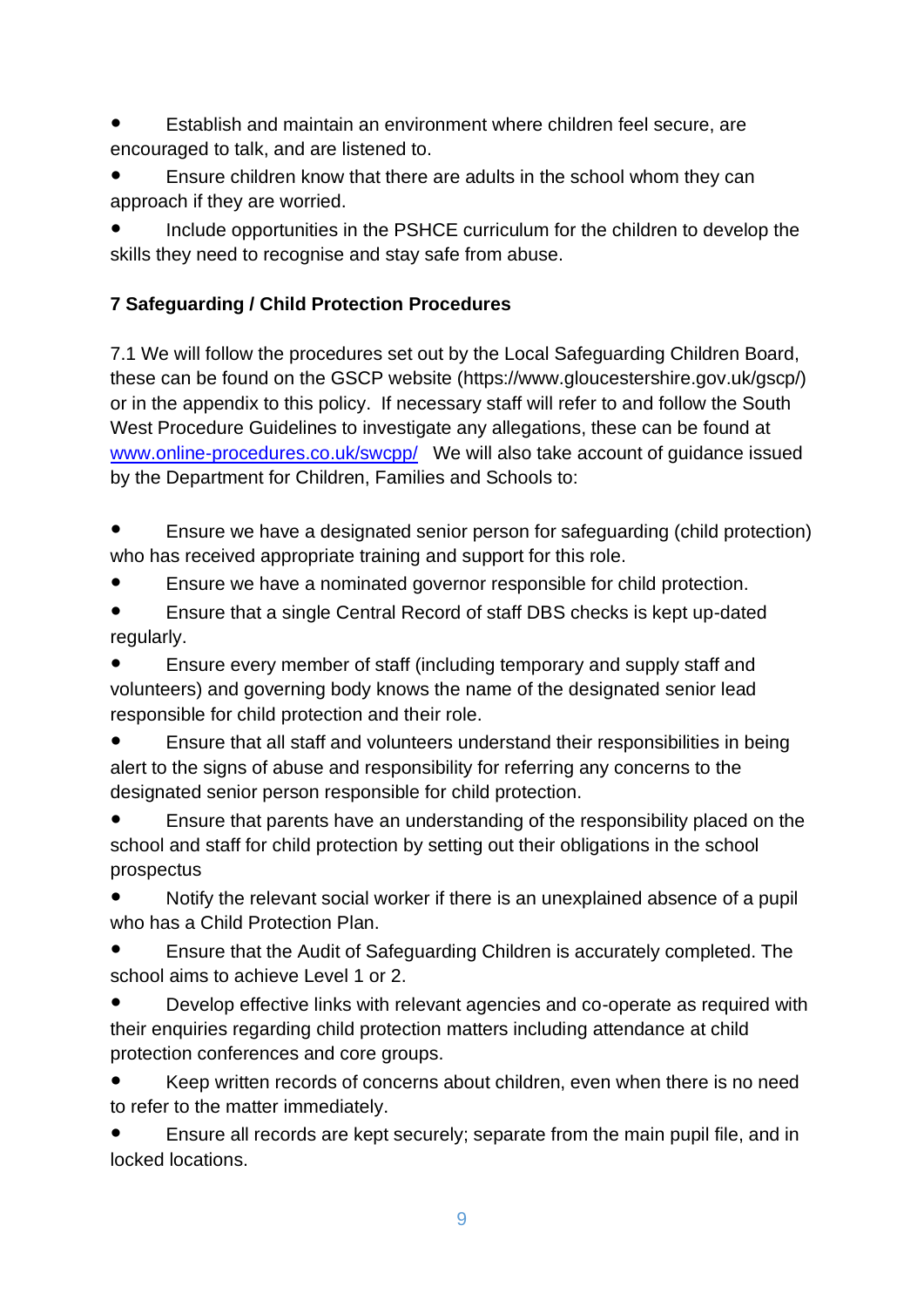- Establish and maintain an environment where children feel secure, are encouraged to talk, and are listened to.
- Ensure children know that there are adults in the school whom they can approach if they are worried.
- Include opportunities in the PSHCE curriculum for the children to develop the skills they need to recognise and stay safe from abuse.

**7 Safeguarding / Child Protection Procedures**

7.1 We will follow the procedures set out by the Local Safeguarding Children Board, these can be found on the GSCP website (https://www.gloucestershire.gov.uk/gscp/) or in the appendix to this policy. If necessary staff will refer to and follow the South West Procedure Guidelines to investigate any allegations, these can be found at [www.online-procedures.co.uk/swcpp/](www.online-procedures.co.uk/swcpp/) We will also take account of guidance issued by the Department for Children, Families and Schools to:

- Ensure we have a designated senior person for safeguarding (child protection) who has received appropriate training and support for this role.
- Ensure we have a nominated governor responsible for child protection.
- Ensure that a single Central Record of staff DBS checks is kept up-dated regularly.
- Ensure every member of staff (including temporary and supply staff and volunteers) and governing body knows the name of the designated senior lead responsible for child protection and their role.
- Ensure that all staff and volunteers understand their responsibilities in being alert to the signs of abuse and responsibility for referring any concerns to the designated senior person responsible for child protection.
- Ensure that parents have an understanding of the responsibility placed on the school and staff for child protection by setting out their obligations in the school prospectus
- Notify the relevant social worker if there is an unexplained absence of a pupil who has a Child Protection Plan.
- Ensure that the Audit of Safeguarding Children is accurately completed. The school aims to achieve Level 1 or 2.
- Develop effective links with relevant agencies and co-operate as required with their enquiries regarding child protection matters including attendance at child protection conferences and core groups.
- Keep written records of concerns about children, even when there is no need to refer to the matter immediately.
- Ensure all records are kept securely; separate from the main pupil file, and in locked locations.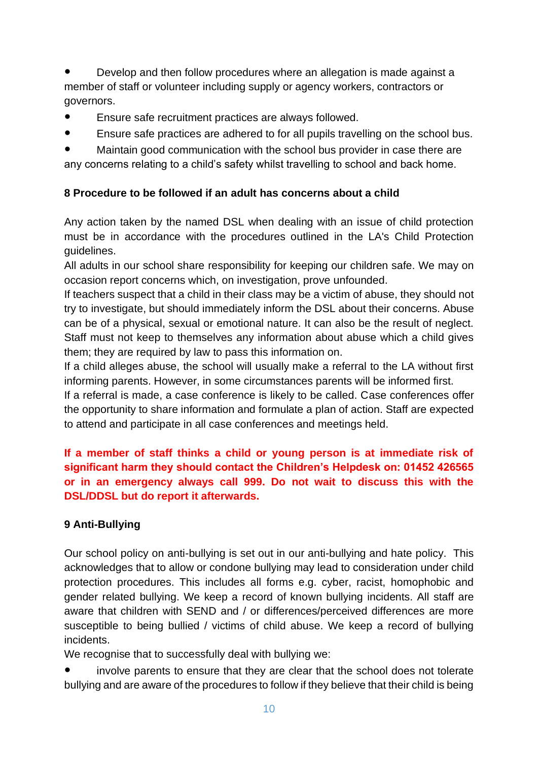- Develop and then follow procedures where an allegation is made against a member of staff or volunteer including supply or agency workers, contractors or governors.
- Ensure safe recruitment practices are always followed.
- Ensure safe practices are adhered to for all pupils travelling on the school bus.
- Maintain good communication with the school bus provider in case there are any concerns relating to a child's safety whilst travelling to school and back home.

## 8 Procedure to be followed if an adult has concerns about a child

Any action taken by the named DSL when dealing with an issue of child protection must be in accordance with the procedures outlined in the LA's Child Protection guidelines.

All adults in our school share responsibility for keeping our children safe. We may on occasion report concerns which, on investigation, prove unfounded.

If teachers suspect that a child in their class may be a victim of abuse, they should not try to investigate, but should immediately inform the DSL about their concerns. Abuse can be of a physical, sexual or emotional nature. It can also be the result of neglect. Staff must not keep to themselves any information about abuse which a child gives them; they are required by law to pass this information on.

If a child alleges abuse, the school will usually make a referral to the LA without first informing parents. However, in some circumstances parents will be informed first.

If a referral is made, a case conference is likely to be called. Case conferences offer the opportunity to share information and formulate a plan of action. Staff are expected to attend and participate in all case conferences and meetings held.

**If a member of staff thinks a child or young person is at immediate risk of significant harm they should contact the Children's Helpdesk on: 01452 426565 or in an emergency always call 999. Do not wait to discuss this with the DSL/DDSL but do report it afterwards.**

## 9 Anti-Bullying

Our school policy on anti-bullying is set out in our anti-bullying and hate policy. This acknowledges that to allow or condone bullying may lead to consideration under child protection procedures. This includes all forms e.g. cyber, racist, homophobic and gender related bullying. We keep a record of known bullying incidents. All staff are aware that children with SEND and / or differences/perceived differences are more susceptible to being bullied / victims of child abuse. We keep a record of bullying incidents.

We recognise that to successfully deal with bullying we:

- involve parents to ensure that they are clear that the school does not tolerate bullying and are aware of the procedures to follow if they believe that their child is being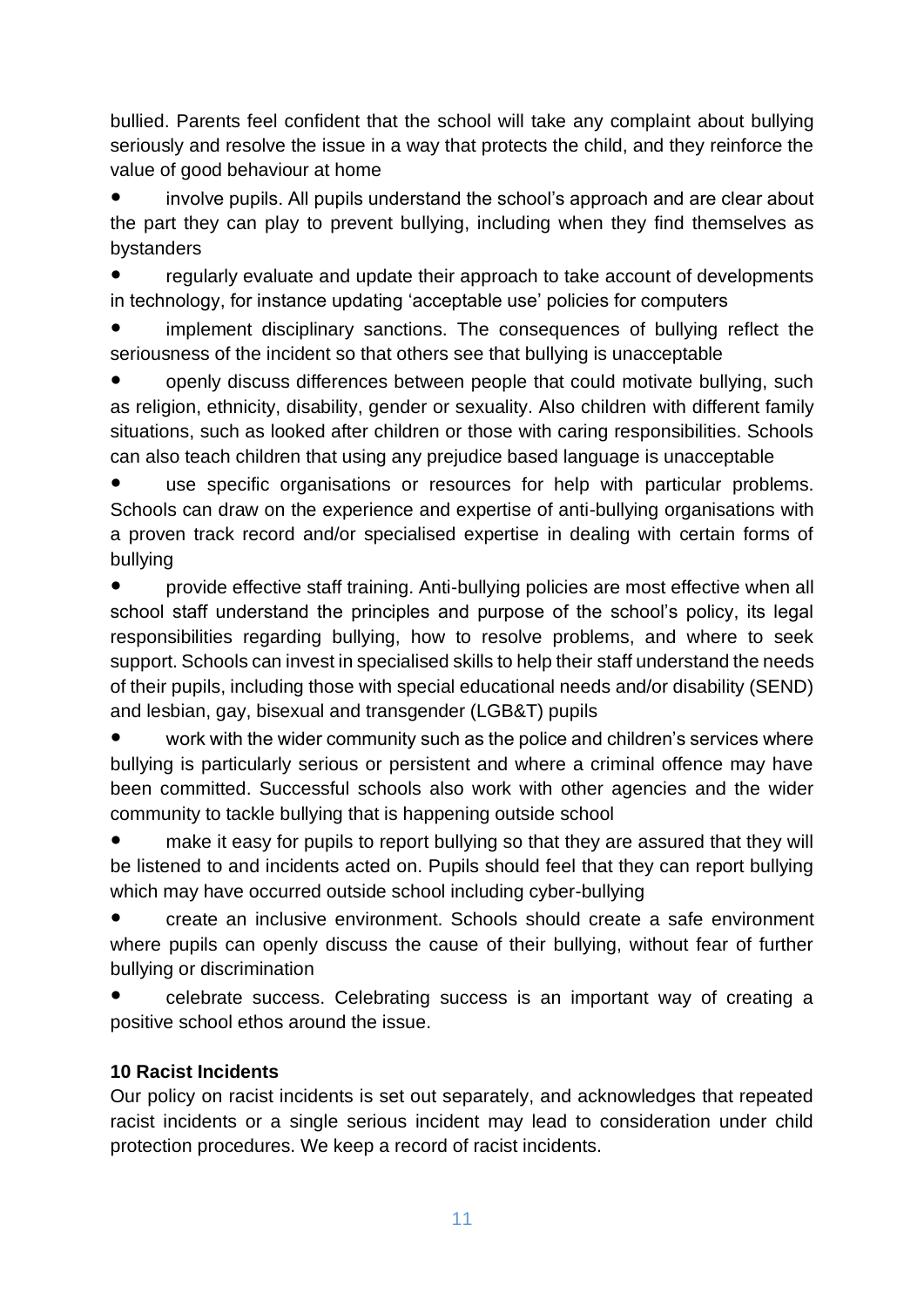bullied. Parents feel confident that the school will take any complaint about bullying seriously and resolve the issue in a way that protects the child, and they reinforce the value of good behaviour at home

- involve pupils. All pupils understand the school's approach and are clear about the part they can play to prevent bullying, including when they find themselves as bystanders
- regularly evaluate and update their approach to take account of developments in technology, for instance updating 'acceptable use' policies for computers
- implement disciplinary sanctions. The consequences of bullying reflect the seriousness of the incident so that others see that bullying is unacceptable
- openly discuss differences between people that could motivate bullying, such as religion, ethnicity, disability, gender or sexuality. Also children with different family situations, such as looked after children or those with caring responsibilities. Schools can also teach children that using any prejudice based language is unacceptable
- use specific organisations or resources for help with particular problems. Schools can draw on the experience and expertise of anti-bullying organisations with a proven track record and/or specialised expertise in dealing with certain forms of bullying
- provide effective staff training. Anti-bullying policies are most effective when all school staff understand the principles and purpose of the school's policy, its legal responsibilities regarding bullying, how to resolve problems, and where to seek support. Schools can invest in specialised skills to help their staff understand the needs of their pupils, including those with special educational needs and/or disability (SEND) and lesbian, gay, bisexual and transgender (LGB&T) pupils
- work with the wider community such as the police and children's services where bullying is particularly serious or persistent and where a criminal offence may have been committed. Successful schools also work with other agencies and the wider community to tackle bullying that is happening outside school
- make it easy for pupils to report bullying so that they are assured that they will be listened to and incidents acted on. Pupils should feel that they can report bullying which may have occurred outside school including cyber-bullying
- create an inclusive environment. Schools should create a safe environment where pupils can openly discuss the cause of their bullying, without fear of further bullying or discrimination
- celebrate success. Celebrating success is an important way of creating a positive school ethos around the issue.

**10 Racist Incidents**

Our policy on racist incidents is set out separately, and acknowledges that repeated racist incidents or a single serious incident may lead to consideration under child protection procedures. We keep a record of racist incidents.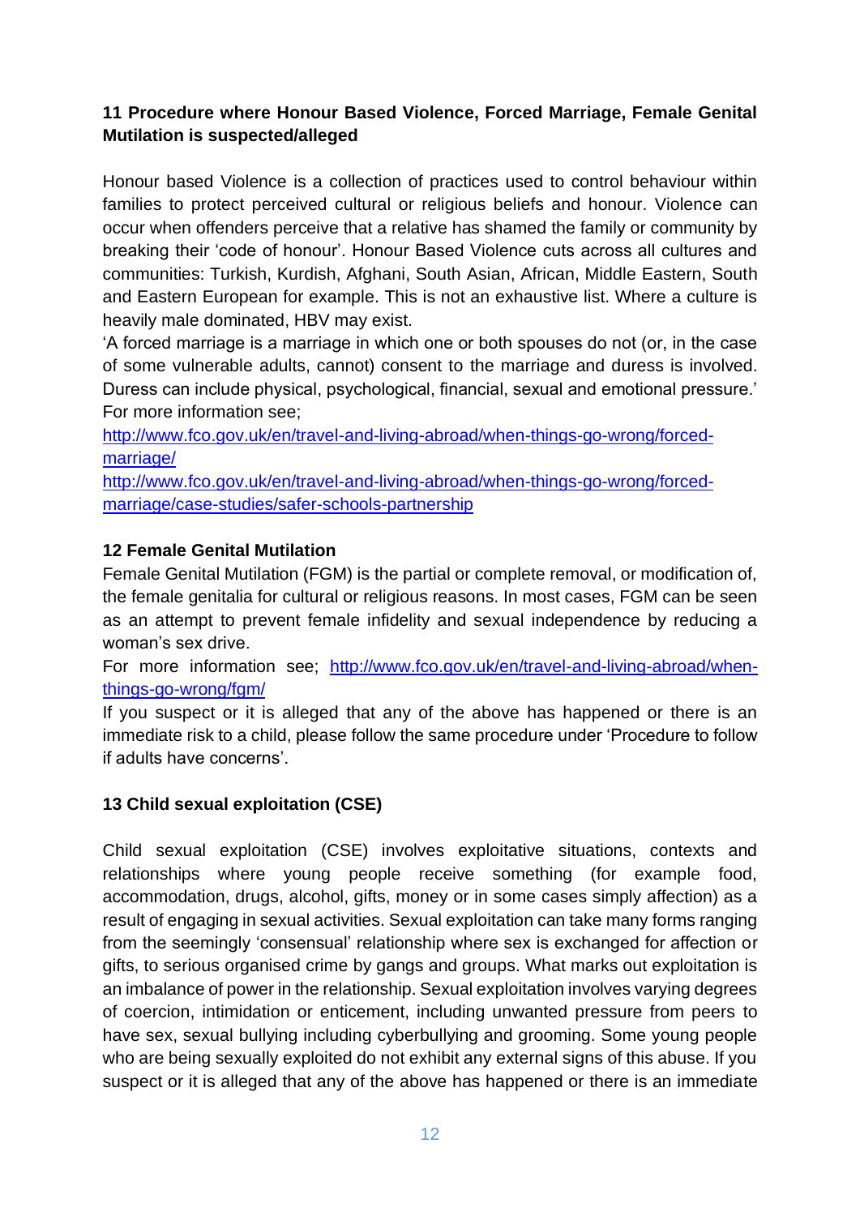## 11 Procedure where Honour Based Violence, Forced Marriage, Female Genital Mutilation is suspected/alleged

Honour based Violence is a collection of practices used to control behaviour within families to protect perceived cultural or religious beliefs and honour. Violence can occur when offenders perceive that a relative has shamed the family or community by breaking their 'code of honour'. Honour Based Violence cuts across all cultures and communities: Turkish, Kurdish, Afghani, South Asian, African, Middle Eastern, South and Eastern European for example. This is not an exhaustive list. Where a culture is heavily male dominated, HBV may exist.

'A forced marriage is a marriage in which one or both spouses do not (or, in the case of some vulnerable adults, cannot) consent to the marriage and duress is involved. Duress can include physical, psychological, financial, sexual and emotional pressure.' For more information see;

[http://www.fco.gov.uk/en/travel-and-living-abroad/when-things-go-wrong/forced-marriage/](http://www.fco.gov.uk/en/travel-and-living-abroad/when-things-go-wrong/forced-marriage/)

[http://www.fco.gov.uk/en/travel-and-living-abroad/when-things-go-wrong/forced-marriage/case-studies/safer-schools-partnership](http://www.fco.gov.uk/en/travel-and-living-abroad/when-things-go-wrong/forced-marriage/case-studies/safer-schools-partnership)

## 12 Female Genital Mutilation

Female Genital Mutilation (FGM) is the partial or complete removal, or modification of, the female genitalia for cultural or religious reasons. In most cases, FGM can be seen as an attempt to prevent female infidelity and sexual independence by reducing a woman's sex drive.

For more information see; [http://www.fco.gov.uk/en/travel-and-living-abroad/when-things-go-wrong/fgm/](http://www.fco.gov.uk/en/travel-and-living-abroad/when-things-go-wrong/fgm/)

If you suspect or it is alleged that any of the above has happened or there is an immediate risk to a child, please follow the same procedure under 'Procedure to follow if adults have concerns'.

## 13 Child sexual exploitation (CSE)

Child sexual exploitation (CSE) involves exploitative situations, contexts and relationships where young people receive something (for example food, accommodation, drugs, alcohol, gifts, money or in some cases simply affection) as a result of engaging in sexual activities. Sexual exploitation can take many forms ranging from the seemingly 'consensual' relationship where sex is exchanged for affection or gifts, to serious organised crime by gangs and groups. What marks out exploitation is an imbalance of power in the relationship. Sexual exploitation involves varying degrees of coercion, intimidation or enticement, including unwanted pressure from peers to have sex, sexual bullying including cyberbullying and grooming. Some young people who are being sexually exploited do not exhibit any external signs of this abuse. If you suspect or it is alleged that any of the above has happened or there is an immediate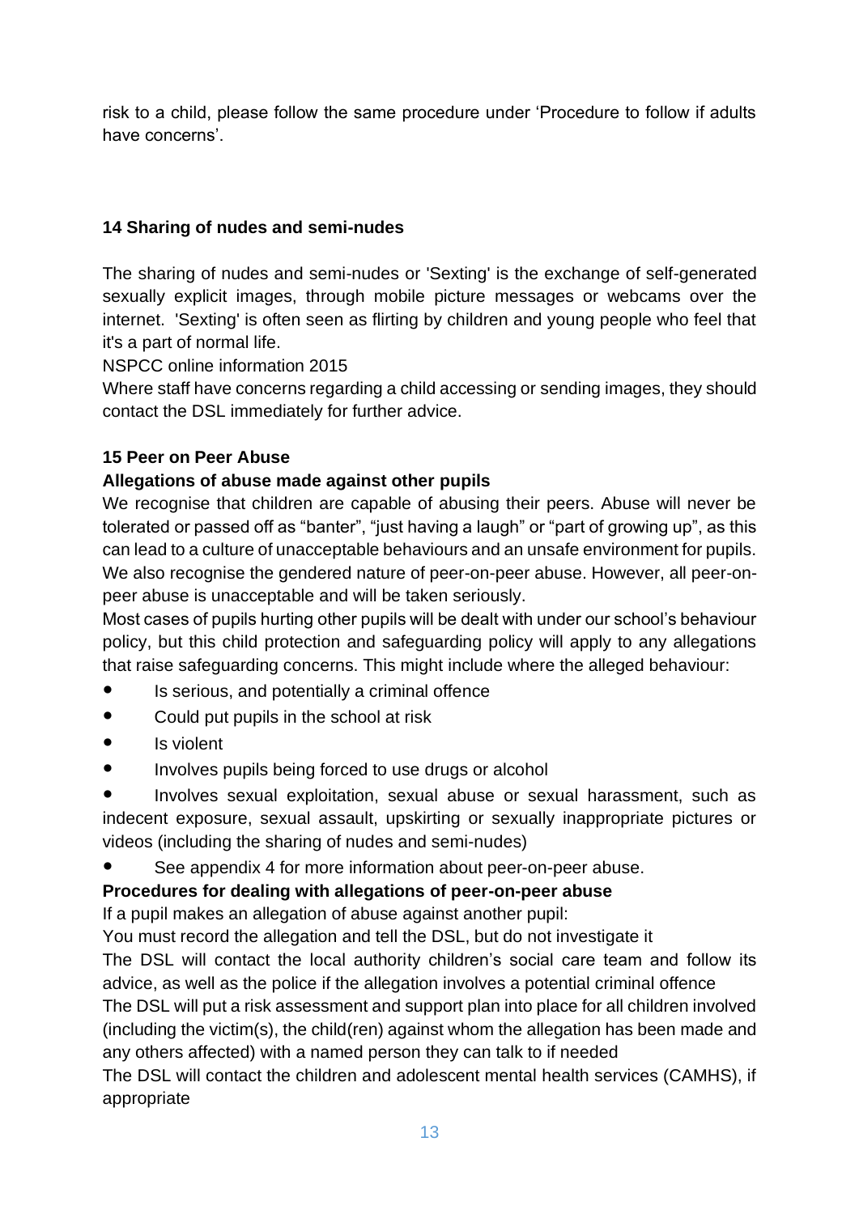risk to a child, please follow the same procedure under 'Procedure to follow if adults have concerns'.

## 14 Sharing of nudes and semi-nudes

The sharing of nudes and semi-nudes or 'Sexting' is the exchange of self-generated sexually explicit images, through mobile picture messages or webcams over the internet. 'Sexting' is often seen as flirting by children and young people who feel that it's a part of normal life.

NSPCC online information 2015

Where staff have concerns regarding a child accessing or sending images, they should contact the DSL immediately for further advice.

## 15 Peer on Peer Abuse

### Allegations of abuse made against other pupils

We recognise that children are capable of abusing their peers. Abuse will never be tolerated or passed off as "banter", "just having a laugh" or "part of growing up", as this can lead to a culture of unacceptable behaviours and an unsafe environment for pupils. We also recognise the gendered nature of peer-on-peer abuse. However, all peer-on-peer abuse is unacceptable and will be taken seriously.

Most cases of pupils hurting other pupils will be dealt with under our school's behaviour policy, but this child protection and safeguarding policy will apply to any allegations that raise safeguarding concerns. This might include where the alleged behaviour:

- Is serious, and potentially a criminal offence
- Could put pupils in the school at risk
- Is violent
- Involves pupils being forced to use drugs or alcohol
- Involves sexual exploitation, sexual abuse or sexual harassment, such as indecent exposure, sexual assault, upskirting or sexually inappropriate pictures or videos (including the sharing of nudes and semi-nudes)
- See appendix 4 for more information about peer-on-peer abuse.

### Procedures for dealing with allegations of peer-on-peer abuse

If a pupil makes an allegation of abuse against another pupil:

You must record the allegation and tell the DSL, but do not investigate it

The DSL will contact the local authority children's social care team and follow its advice, as well as the police if the allegation involves a potential criminal offence

The DSL will put a risk assessment and support plan into place for all children involved (including the victim(s), the child(ren) against whom the allegation has been made and any others affected) with a named person they can talk to if needed

The DSL will contact the children and adolescent mental health services (CAMHS), if appropriate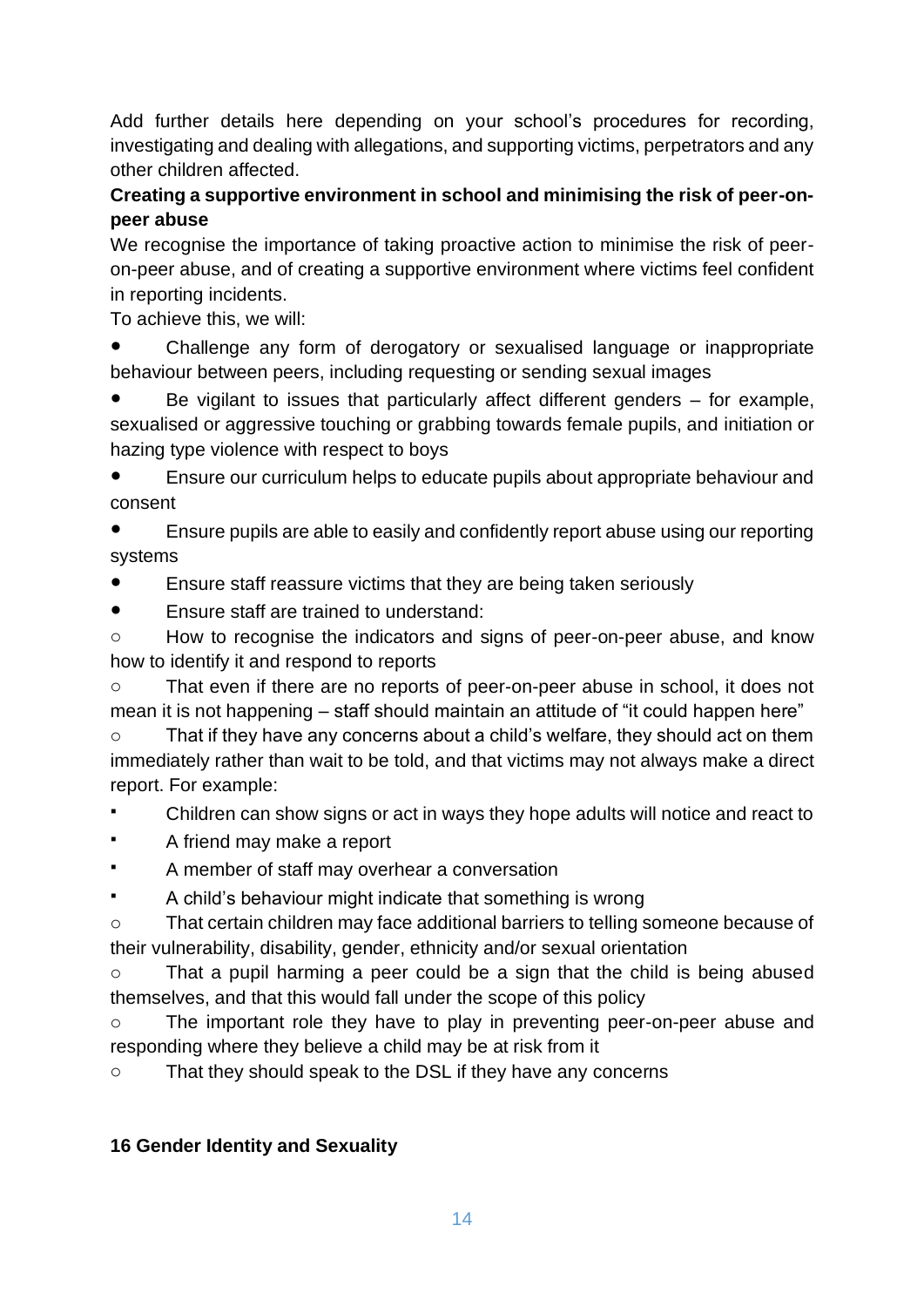Add further details here depending on your school's procedures for recording, investigating and dealing with allegations, and supporting victims, perpetrators and any other children affected.

**Creating a supportive environment in school and minimising the risk of peer-on-peer abuse**

We recognise the importance of taking proactive action to minimise the risk of peer-on-peer abuse, and of creating a supportive environment where victims feel confident in reporting incidents.

To achieve this, we will:

- Challenge any form of derogatory or sexualised language or inappropriate behaviour between peers, including requesting or sending sexual images
- Be vigilant to issues that particularly affect different genders – for example, sexualised or aggressive touching or grabbing towards female pupils, and initiation or hazing type violence with respect to boys
- Ensure our curriculum helps to educate pupils about appropriate behaviour and consent
- Ensure pupils are able to easily and confidently report abuse using our reporting systems
- Ensure staff reassure victims that they are being taken seriously
- Ensure staff are trained to understand:
    - How to recognise the indicators and signs of peer-on-peer abuse, and know how to identify it and respond to reports
    - That even if there are no reports of peer-on-peer abuse in school, it does not mean it is not happening – staff should maintain an attitude of "it could happen here"
    - That if they have any concerns about a child's welfare, they should act on them immediately rather than wait to be told, and that victims may not always make a direct report. For example:
        - Children can show signs or act in ways they hope adults will notice and react to
        - A friend may make a report
        - A member of staff may overhear a conversation
        - A child's behaviour might indicate that something is wrong
    - That certain children may face additional barriers to telling someone because of their vulnerability, disability, gender, ethnicity and/or sexual orientation
    - That a pupil harming a peer could be a sign that the child is being abused themselves, and that this would fall under the scope of this policy
    - The important role they have to play in preventing peer-on-peer abuse and responding where they believe a child may be at risk from it
    - That they should speak to the DSL if they have any concerns

**16 Gender Identity and Sexuality**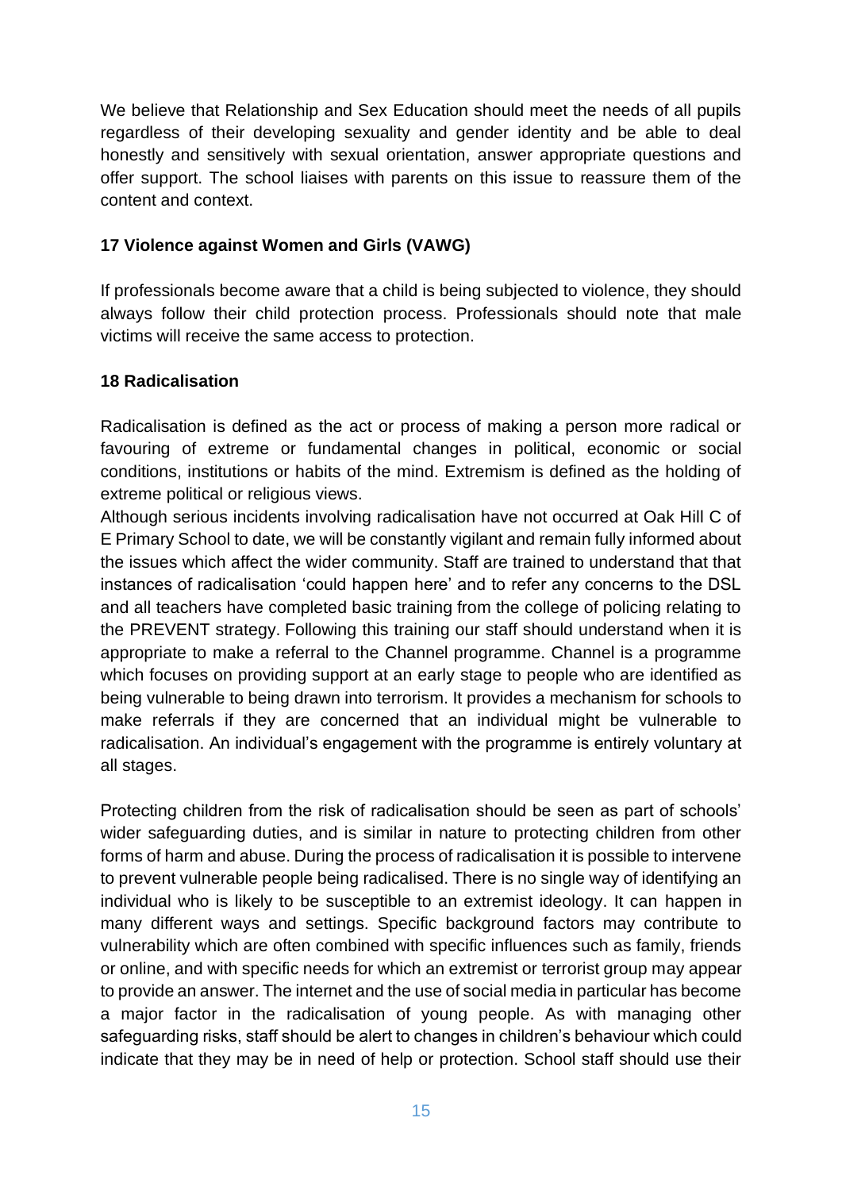We believe that Relationship and Sex Education should meet the needs of all pupils regardless of their developing sexuality and gender identity and be able to deal honestly and sensitively with sexual orientation, answer appropriate questions and offer support. The school liaises with parents on this issue to reassure them of the content and context.

### 17 Violence against Women and Girls (VAWG)

If professionals become aware that a child is being subjected to violence, they should always follow their child protection process. Professionals should note that male victims will receive the same access to protection.

### 18 Radicalisation

Radicalisation is defined as the act or process of making a person more radical or favouring of extreme or fundamental changes in political, economic or social conditions, institutions or habits of the mind. Extremism is defined as the holding of extreme political or religious views.
Although serious incidents involving radicalisation have not occurred at Oak Hill C of E Primary School to date, we will be constantly vigilant and remain fully informed about the issues which affect the wider community. Staff are trained to understand that that instances of radicalisation 'could happen here' and to refer any concerns to the DSL and all teachers have completed basic training from the college of policing relating to the PREVENT strategy. Following this training our staff should understand when it is appropriate to make a referral to the Channel programme. Channel is a programme which focuses on providing support at an early stage to people who are identified as being vulnerable to being drawn into terrorism. It provides a mechanism for schools to make referrals if they are concerned that an individual might be vulnerable to radicalisation. An individual's engagement with the programme is entirely voluntary at all stages.

Protecting children from the risk of radicalisation should be seen as part of schools' wider safeguarding duties, and is similar in nature to protecting children from other forms of harm and abuse. During the process of radicalisation it is possible to intervene to prevent vulnerable people being radicalised. There is no single way of identifying an individual who is likely to be susceptible to an extremist ideology. It can happen in many different ways and settings. Specific background factors may contribute to vulnerability which are often combined with specific influences such as family, friends or online, and with specific needs for which an extremist or terrorist group may appear to provide an answer. The internet and the use of social media in particular has become a major factor in the radicalisation of young people. As with managing other safeguarding risks, staff should be alert to changes in children's behaviour which could indicate that they may be in need of help or protection. School staff should use their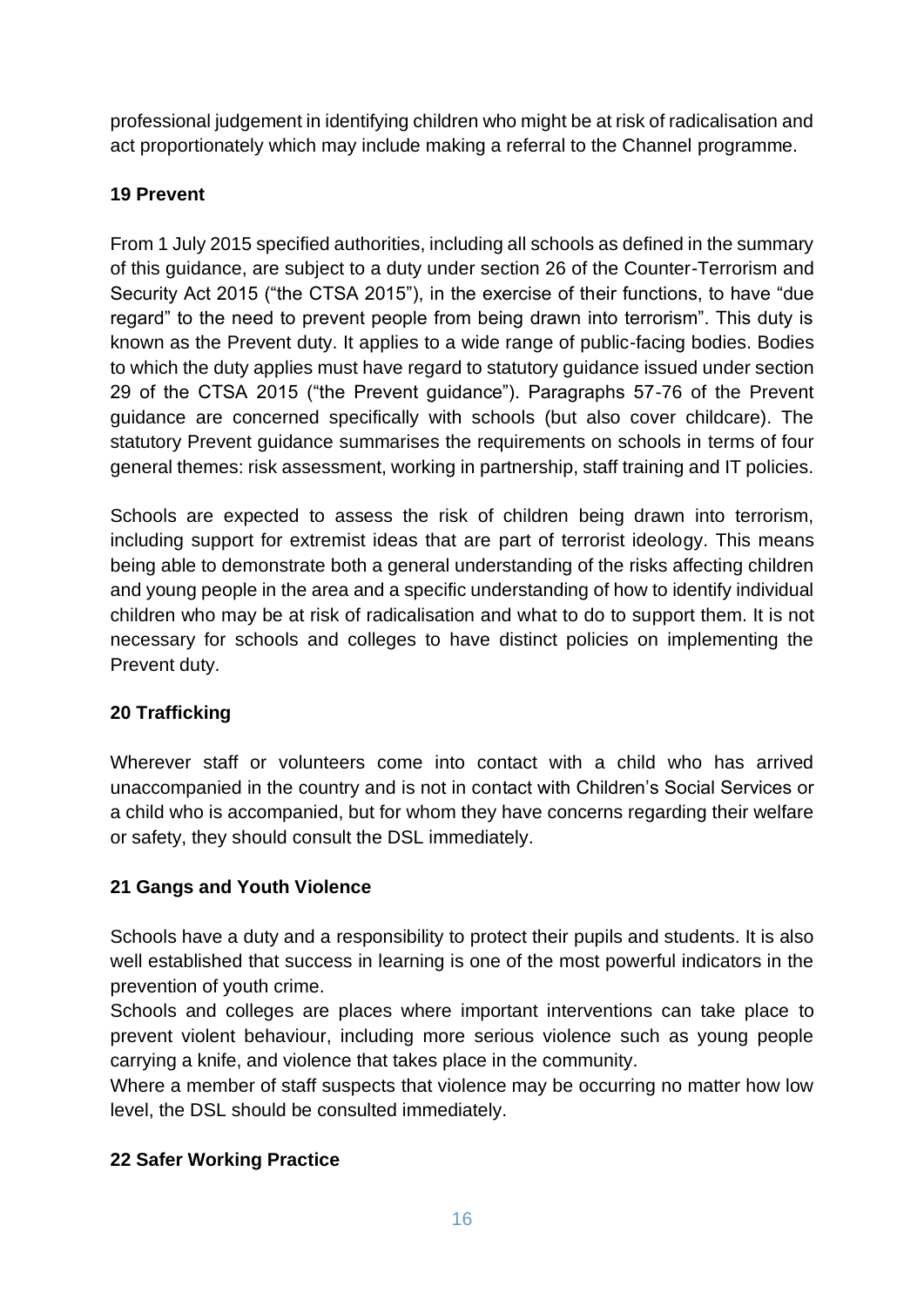professional judgement in identifying children who might be at risk of radicalisation and act proportionately which may include making a referral to the Channel programme.

## 19 Prevent

From 1 July 2015 specified authorities, including all schools as defined in the summary of this guidance, are subject to a duty under section 26 of the Counter-Terrorism and Security Act 2015 ("the CTSA 2015"), in the exercise of their functions, to have "due regard" to the need to prevent people from being drawn into terrorism". This duty is known as the Prevent duty. It applies to a wide range of public-facing bodies. Bodies to which the duty applies must have regard to statutory guidance issued under section 29 of the CTSA 2015 ("the Prevent guidance"). Paragraphs 57-76 of the Prevent guidance are concerned specifically with schools (but also cover childcare). The statutory Prevent guidance summarises the requirements on schools in terms of four general themes: risk assessment, working in partnership, staff training and IT policies.

Schools are expected to assess the risk of children being drawn into terrorism, including support for extremist ideas that are part of terrorist ideology. This means being able to demonstrate both a general understanding of the risks affecting children and young people in the area and a specific understanding of how to identify individual children who may be at risk of radicalisation and what to do to support them. It is not necessary for schools and colleges to have distinct policies on implementing the Prevent duty.

## 20 Trafficking

Wherever staff or volunteers come into contact with a child who has arrived unaccompanied in the country and is not in contact with Children's Social Services or a child who is accompanied, but for whom they have concerns regarding their welfare or safety, they should consult the DSL immediately.

## 21 Gangs and Youth Violence

Schools have a duty and a responsibility to protect their pupils and students. It is also well established that success in learning is one of the most powerful indicators in the prevention of youth crime.

Schools and colleges are places where important interventions can take place to prevent violent behaviour, including more serious violence such as young people carrying a knife, and violence that takes place in the community.

Where a member of staff suspects that violence may be occurring no matter how low level, the DSL should be consulted immediately.

## 22 Safer Working Practice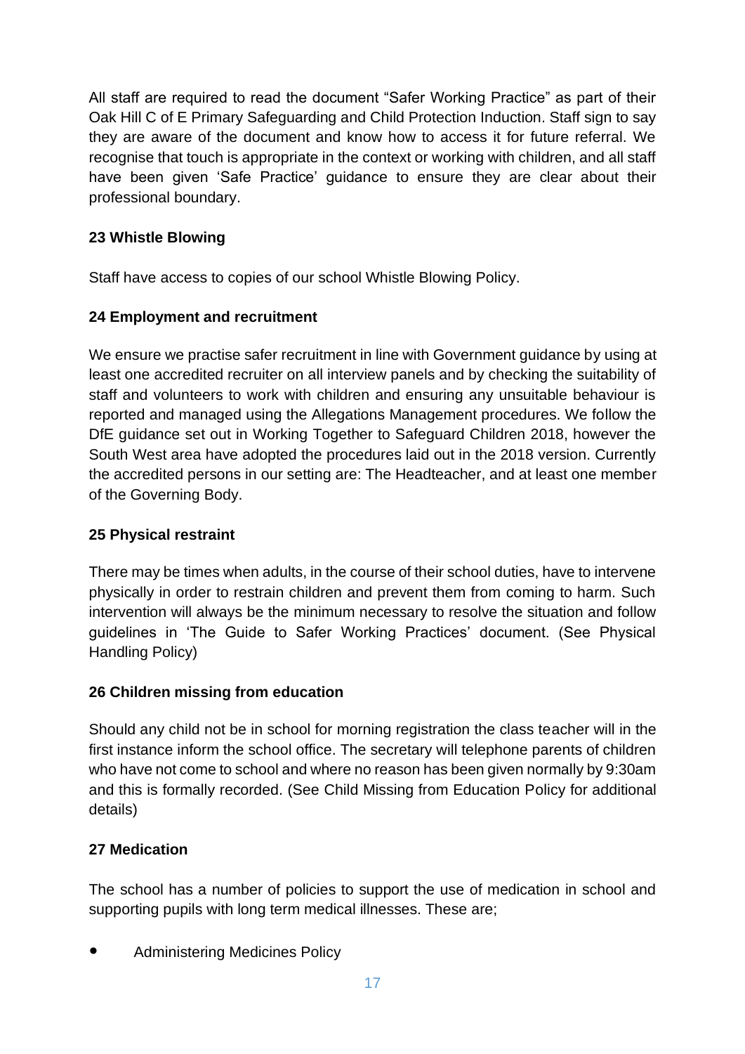All staff are required to read the document "Safer Working Practice" as part of their Oak Hill C of E Primary Safeguarding and Child Protection Induction. Staff sign to say they are aware of the document and know how to access it for future referral. We recognise that touch is appropriate in the context or working with children, and all staff have been given 'Safe Practice' guidance to ensure they are clear about their professional boundary.

**23 Whistle Blowing**

Staff have access to copies of our school Whistle Blowing Policy.

**24 Employment and recruitment**

We ensure we practise safer recruitment in line with Government guidance by using at least one accredited recruiter on all interview panels and by checking the suitability of staff and volunteers to work with children and ensuring any unsuitable behaviour is reported and managed using the Allegations Management procedures. We follow the DfE guidance set out in Working Together to Safeguard Children 2018, however the South West area have adopted the procedures laid out in the 2018 version. Currently the accredited persons in our setting are: The Headteacher, and at least one member of the Governing Body.

**25 Physical restraint**

There may be times when adults, in the course of their school duties, have to intervene physically in order to restrain children and prevent them from coming to harm. Such intervention will always be the minimum necessary to resolve the situation and follow guidelines in 'The Guide to Safer Working Practices' document. (See Physical Handling Policy)

**26 Children missing from education**

Should any child not be in school for morning registration the class teacher will in the first instance inform the school office. The secretary will telephone parents of children who have not come to school and where no reason has been given normally by 9:30am and this is formally recorded. (See Child Missing from Education Policy for additional details)

**27 Medication**

The school has a number of policies to support the use of medication in school and supporting pupils with long term medical illnesses. These are;

- Administering Medicines Policy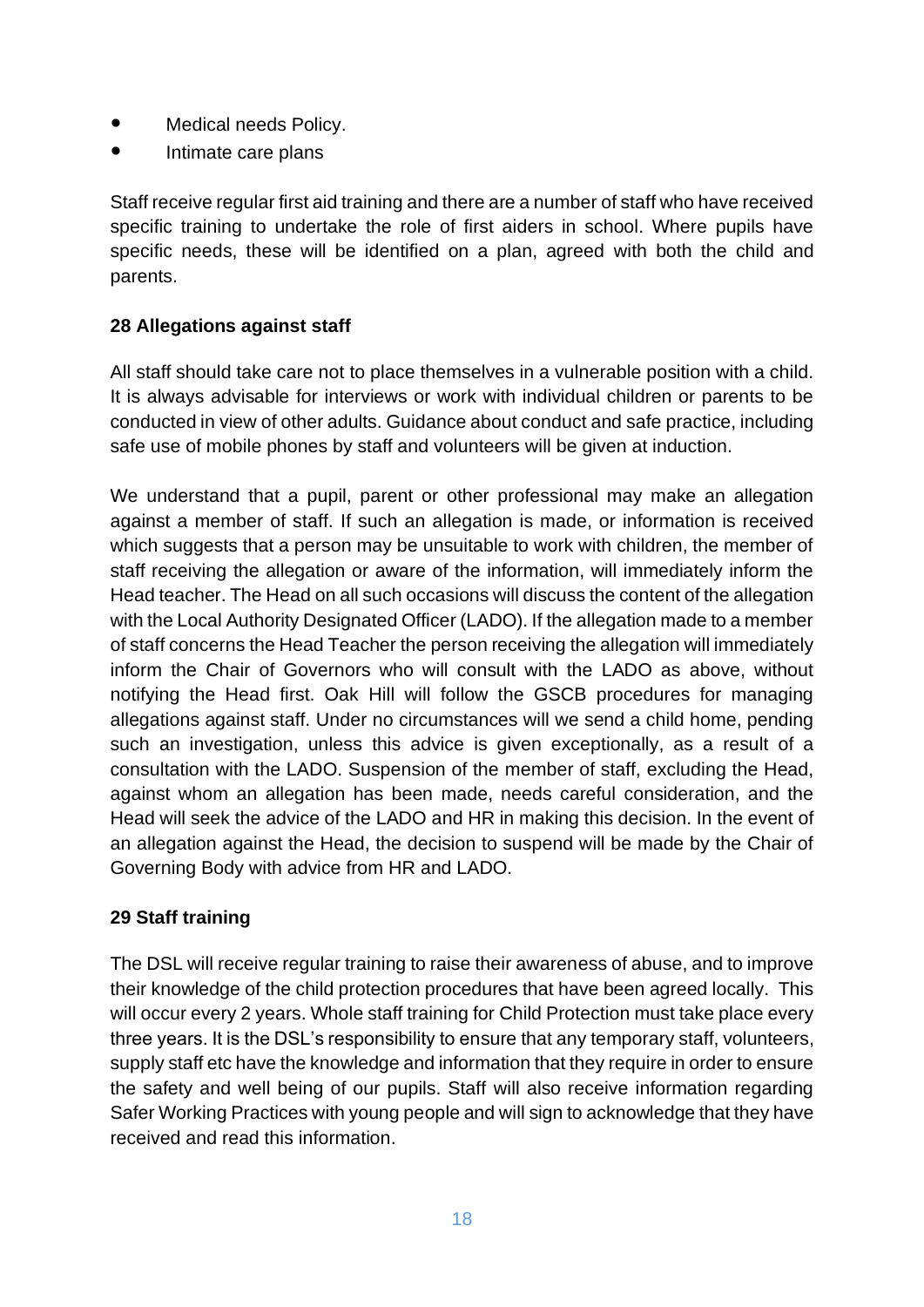- Medical needs Policy.
- Intimate care plans

Staff receive regular first aid training and there are a number of staff who have received specific training to undertake the role of first aiders in school. Where pupils have specific needs, these will be identified on a plan, agreed with both the child and parents.

**28 Allegations against staff**

All staff should take care not to place themselves in a vulnerable position with a child. It is always advisable for interviews or work with individual children or parents to be conducted in view of other adults. Guidance about conduct and safe practice, including safe use of mobile phones by staff and volunteers will be given at induction.

We understand that a pupil, parent or other professional may make an allegation against a member of staff. If such an allegation is made, or information is received which suggests that a person may be unsuitable to work with children, the member of staff receiving the allegation or aware of the information, will immediately inform the Head teacher. The Head on all such occasions will discuss the content of the allegation with the Local Authority Designated Officer (LADO). If the allegation made to a member of staff concerns the Head Teacher the person receiving the allegation will immediately inform the Chair of Governors who will consult with the LADO as above, without notifying the Head first. Oak Hill will follow the GSCB procedures for managing allegations against staff. Under no circumstances will we send a child home, pending such an investigation, unless this advice is given exceptionally, as a result of a consultation with the LADO. Suspension of the member of staff, excluding the Head, against whom an allegation has been made, needs careful consideration, and the Head will seek the advice of the LADO and HR in making this decision. In the event of an allegation against the Head, the decision to suspend will be made by the Chair of Governing Body with advice from HR and LADO.

**29 Staff training**

The DSL will receive regular training to raise their awareness of abuse, and to improve their knowledge of the child protection procedures that have been agreed locally. This will occur every 2 years. Whole staff training for Child Protection must take place every three years. It is the DSL's responsibility to ensure that any temporary staff, volunteers, supply staff etc have the knowledge and information that they require in order to ensure the safety and well being of our pupils. Staff will also receive information regarding Safer Working Practices with young people and will sign to acknowledge that they have received and read this information.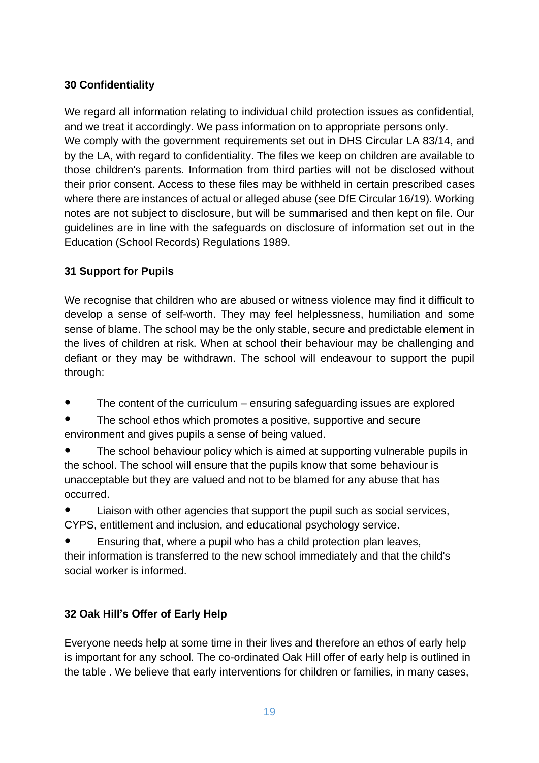## 30 Confidentiality

We regard all information relating to individual child protection issues as confidential, and we treat it accordingly. We pass information on to appropriate persons only.
We comply with the government requirements set out in DHS Circular LA 83/14, and by the LA, with regard to confidentiality. The files we keep on children are available to those children's parents. Information from third parties will not be disclosed without their prior consent. Access to these files may be withheld in certain prescribed cases where there are instances of actual or alleged abuse (see DfE Circular 16/19). Working notes are not subject to disclosure, but will be summarised and then kept on file. Our guidelines are in line with the safeguards on disclosure of information set out in the Education (School Records) Regulations 1989.

## 31 Support for Pupils

We recognise that children who are abused or witness violence may find it difficult to develop a sense of self-worth. They may feel helplessness, humiliation and some sense of blame. The school may be the only stable, secure and predictable element in the lives of children at risk. When at school their behaviour may be challenging and defiant or they may be withdrawn. The school will endeavour to support the pupil through:

- The content of the curriculum – ensuring safeguarding issues are explored
- The school ethos which promotes a positive, supportive and secure environment and gives pupils a sense of being valued.
- The school behaviour policy which is aimed at supporting vulnerable pupils in the school. The school will ensure that the pupils know that some behaviour is unacceptable but they are valued and not to be blamed for any abuse that has occurred.
- Liaison with other agencies that support the pupil such as social services, CYPS, entitlement and inclusion, and educational psychology service.
- Ensuring that, where a pupil who has a child protection plan leaves, their information is transferred to the new school immediately and that the child's social worker is informed.

## 32 Oak Hill's Offer of Early Help

Everyone needs help at some time in their lives and therefore an ethos of early help is important for any school. The co-ordinated Oak Hill offer of early help is outlined in the table . We believe that early interventions for children or families, in many cases,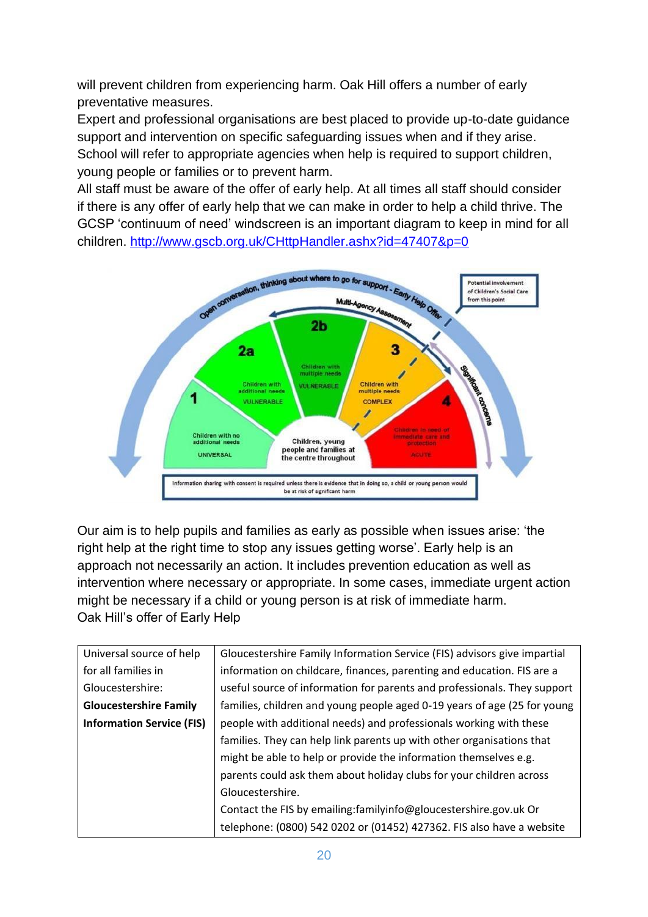will prevent children from experiencing harm. Oak Hill offers a number of early preventative measures.

Expert and professional organisations are best placed to provide up-to-date guidance support and intervention on specific safeguarding issues when and if they arise. School will refer to appropriate agencies when help is required to support children, young people or families or to prevent harm.

All staff must be aware of the offer of early help. At all times all staff should consider if there is any offer of early help that we can make in order to help a child thrive. The GCSP 'continuum of need' windscreen is an important diagram to keep in mind for all children. http://www.gscb.org.uk/CHttpHandler.ashx?id=47407&p=0

Our aim is to help pupils and families as early as possible when issues arise: 'the right help at the right time to stop any issues getting worse'. Early help is an approach not necessarily an action. It includes prevention education as well as intervention where necessary or appropriate. In some cases, immediate urgent action might be necessary if a child or young person is at risk of immediate harm.

Oak Hill's offer of Early Help

| | |
|---|---|
| Universal source of help for all families in Gloucestershire: **Gloucestershire Family Information Service (FIS)** | Gloucestershire Family Information Service (FIS) advisors give impartial information on childcare, finances, parenting and education. FIS are a useful source of information for parents and professionals. They support families, children and young people aged 0-19 years of age (25 for young people with additional needs) and professionals working with these families. They can help link parents up with other organisations that might be able to help or provide the information themselves e.g. parents could ask them about holiday clubs for your children across Gloucestershire.<br>Contact the FIS by emailing:familyinfo@gloucestershire.gov.uk Or telephone: (0800) 542 0202 or (01452) 427362. FIS also have a website |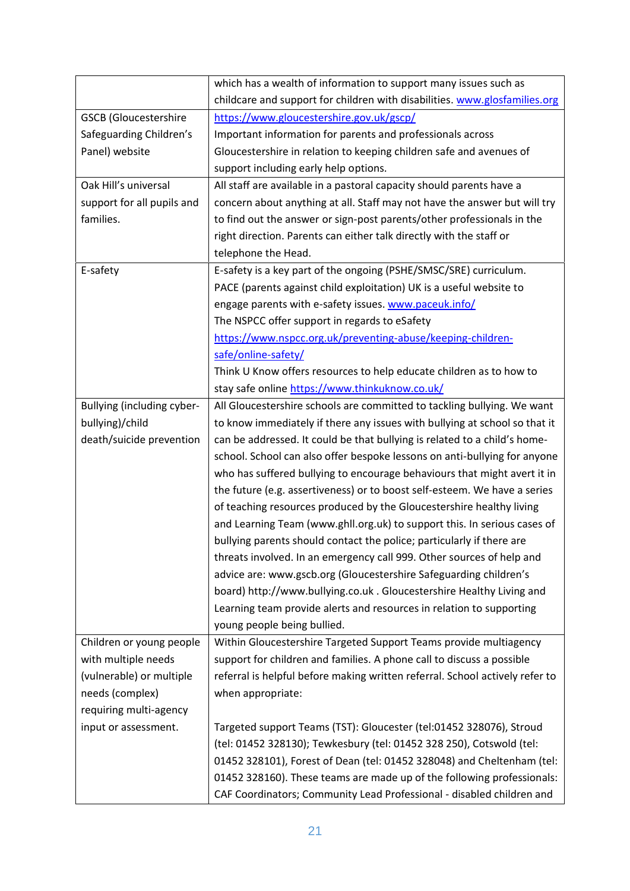| | |
|---|---|
| | which has a wealth of information to support many issues such as childcare and support for children with disabilities. www.glosfamilies.org |
| GSCB (Gloucestershire Safeguarding Children's Panel) website | https://www.gloucestershire.gov.uk/gscp/ Important information for parents and professionals across Gloucestershire in relation to keeping children safe and avenues of support including early help options. |
| Oak Hill's universal support for all pupils and families. | All staff are available in a pastoral capacity should parents have a concern about anything at all. Staff may not have the answer but will try to find out the answer or sign-post parents/other professionals in the right direction. Parents can either talk directly with the staff or telephone the Head. |
| E-safety | E-safety is a key part of the ongoing (PSHE/SMSC/SRE) curriculum. PACE (parents against child exploitation) UK is a useful website to engage parents with e-safety issues. www.paceuk.info/ The NSPCC offer support in regards to eSafety https://www.nspcc.org.uk/preventing-abuse/keeping-children-safe/online-safety/ Think U Know offers resources to help educate children as to how to stay safe online https://www.thinkuknow.co.uk/ |
| Bullying (including cyber-bullying)/child death/suicide prevention | All Gloucestershire schools are committed to tackling bullying. We want to know immediately if there any issues with bullying at school so that it can be addressed. It could be that bullying is related to a child's home-school. School can also offer bespoke lessons on anti-bullying for anyone who has suffered bullying to encourage behaviours that might avert it in the future (e.g. assertiveness) or to boost self-esteem. We have a series of teaching resources produced by the Gloucestershire healthy living and Learning Team (www.ghll.org.uk) to support this. In serious cases of bullying parents should contact the police; particularly if there are threats involved. In an emergency call 999. Other sources of help and advice are: www.gscb.org (Gloucestershire Safeguarding children's board) http://www.bullying.co.uk . Gloucestershire Healthy Living and Learning team provide alerts and resources in relation to supporting young people being bullied. |
| Children or young people with multiple needs (vulnerable) or multiple needs (complex) requiring multi-agency input or assessment. | Within Gloucestershire Targeted Support Teams provide multiagency support for children and families. A phone call to discuss a possible referral is helpful before making written referral. School actively refer to when appropriate:<br><br>Targeted support Teams (TST): Gloucester (tel:01452 328076), Stroud (tel: 01452 328130); Tewkesbury (tel: 01452 328 250), Cotswold (tel: 01452 328101), Forest of Dean (tel: 01452 328048) and Cheltenham (tel: 01452 328160). These teams are made up of the following professionals: CAF Coordinators; Community Lead Professional - disabled children and |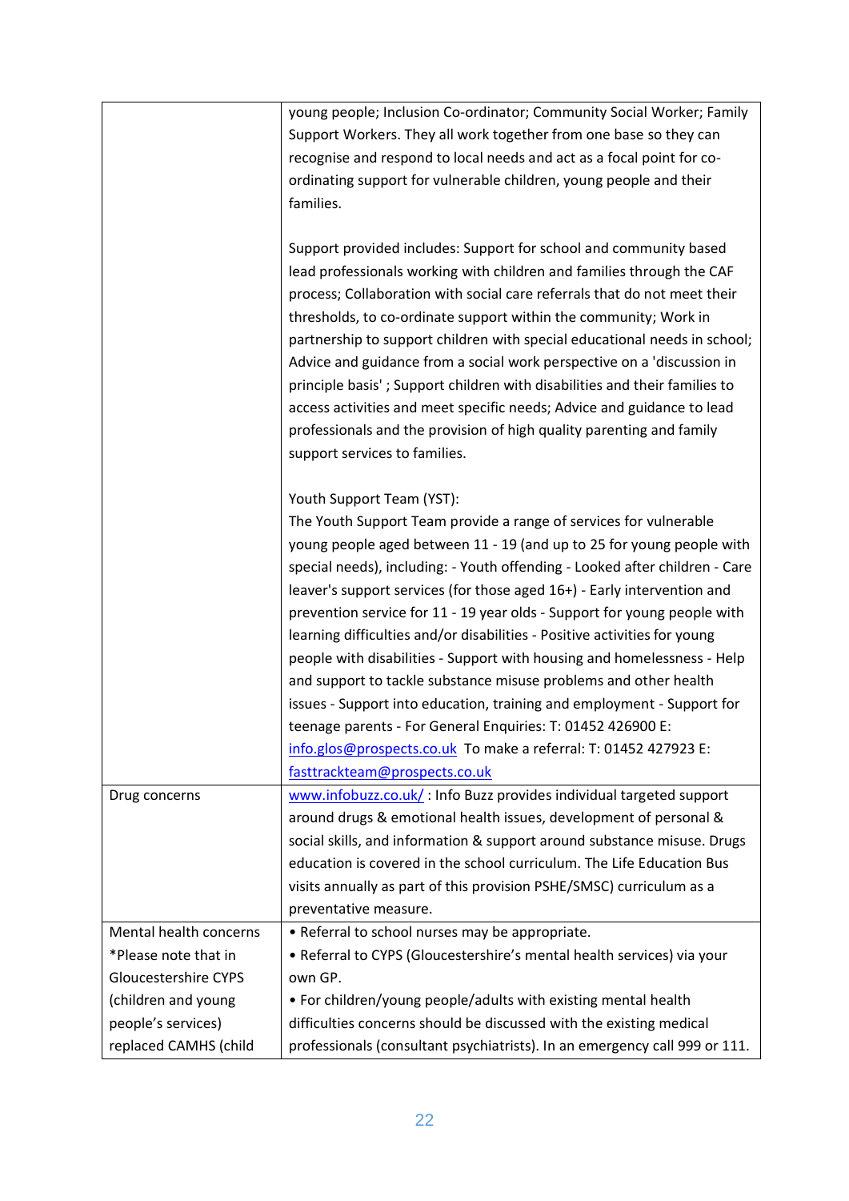| | |
|---|---|
| | young people; Inclusion Co-ordinator; Community Social Worker; Family Support Workers. They all work together from one base so they can recognise and respond to local needs and act as a focal point for co-ordinating support for vulnerable children, young people and their families.<br><br>Support provided includes: Support for school and community based lead professionals working with children and families through the CAF process; Collaboration with social care referrals that do not meet their thresholds, to co-ordinate support within the community; Work in partnership to support children with special educational needs in school; Advice and guidance from a social work perspective on a 'discussion in principle basis' ; Support children with disabilities and their families to access activities and meet specific needs; Advice and guidance to lead professionals and the provision of high quality parenting and family support services to families.<br><br>Youth Support Team (YST):<br>The Youth Support Team provide a range of services for vulnerable young people aged between 11 - 19 (and up to 25 for young people with special needs), including: - Youth offending - Looked after children - Care leaver's support services (for those aged 16+) - Early intervention and prevention service for 11 - 19 year olds - Support for young people with learning difficulties and/or disabilities - Positive activities for young people with disabilities - Support with housing and homelessness - Help and support to tackle substance misuse problems and other health issues - Support into education, training and employment - Support for teenage parents - For General Enquiries: T: 01452 426900 E: info.glos@prospects.co.uk To make a referral: T: 01452 427923 E: fasttrackteam@prospects.co.uk |
| Drug concerns | www.infobuzz.co.uk/ : Info Buzz provides individual targeted support around drugs & emotional health issues, development of personal & social skills, and information & support around substance misuse. Drugs education is covered in the school curriculum. The Life Education Bus visits annually as part of this provision PSHE/SMSC) curriculum as a preventative measure. |
| Mental health concerns<br>*Please note that in Gloucestershire CYPS (children and young people's services) replaced CAMHS (child | • Referral to school nurses may be appropriate.<br>• Referral to CYPS (Gloucestershire's mental health services) via your own GP.<br>• For children/young people/adults with existing mental health difficulties concerns should be discussed with the existing medical professionals (consultant psychiatrists). In an emergency call 999 or 111. |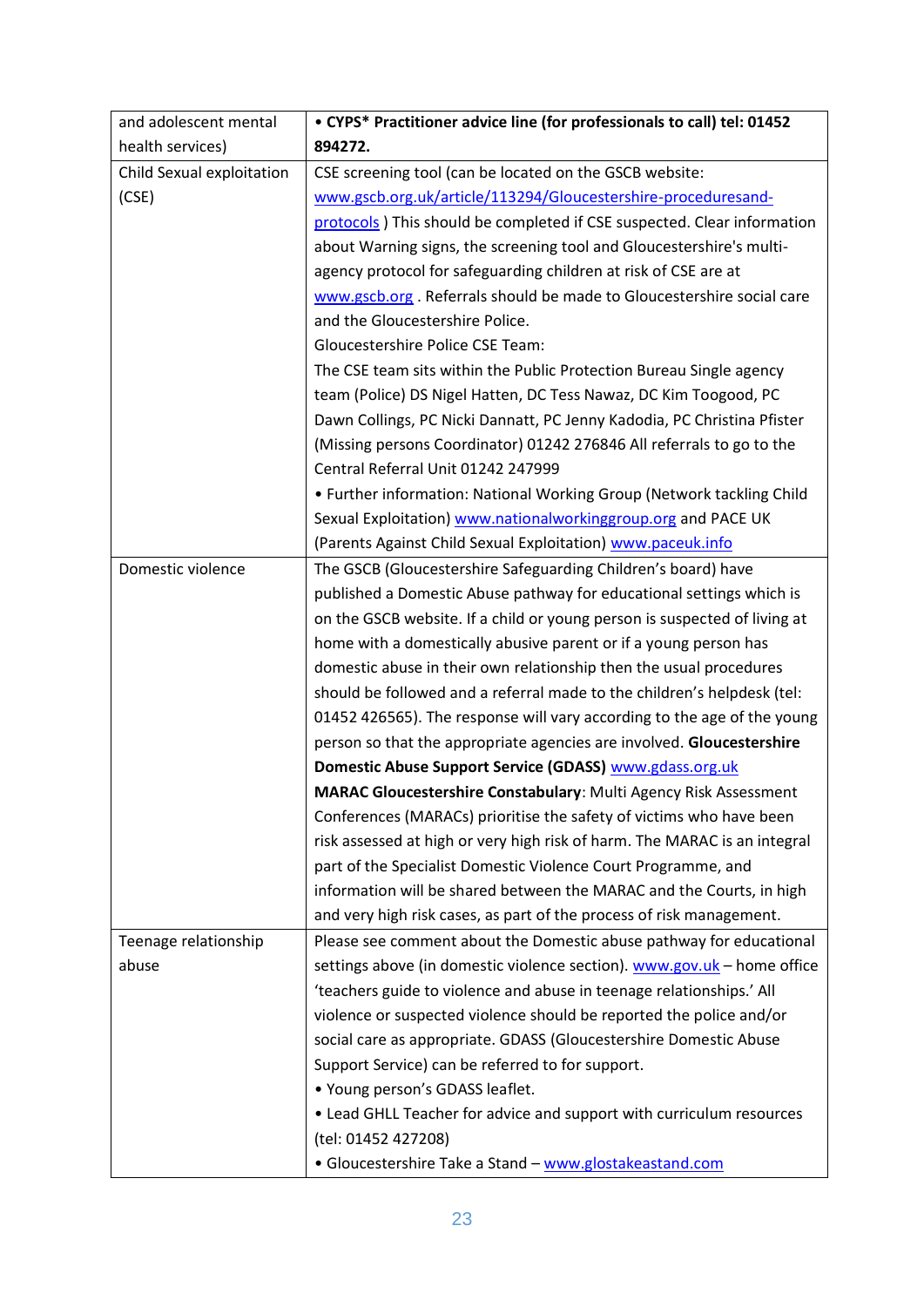| | |
|---|---|
| and adolescent mental health services) | • **CYPS* Practitioner advice line (for professionals to call) tel: 01452 894272.** |
| Child Sexual exploitation (CSE) | CSE screening tool (can be located on the GSCB website: www.gscb.org.uk/article/113294/Gloucestershire-proceduresand-protocols ) This should be completed if CSE suspected. Clear information about Warning signs, the screening tool and Gloucestershire's multi-agency protocol for safeguarding children at risk of CSE are at www.gscb.org . Referrals should be made to Gloucestershire social care and the Gloucestershire Police.<br>Gloucestershire Police CSE Team:<br>The CSE team sits within the Public Protection Bureau Single agency team (Police) DS Nigel Hatten, DC Tess Nawaz, DC Kim Toogood, PC Dawn Collings, PC Nicki Dannatt, PC Jenny Kadodia, PC Christina Pfister (Missing persons Coordinator) 01242 276846 All referrals to go to the Central Referral Unit 01242 247999<br>• Further information: National Working Group (Network tackling Child Sexual Exploitation) www.nationalworkinggroup.org and PACE UK (Parents Against Child Sexual Exploitation) www.paceuk.info |
| Domestic violence | The GSCB (Gloucestershire Safeguarding Children's board) have published a Domestic Abuse pathway for educational settings which is on the GSCB website. If a child or young person is suspected of living at home with a domestically abusive parent or if a young person has domestic abuse in their own relationship then the usual procedures should be followed and a referral made to the children's helpdesk (tel: 01452 426565). The response will vary according to the age of the young person so that the appropriate agencies are involved. **Gloucestershire Domestic Abuse Support Service (GDASS)** www.gdass.org.uk<br>**MARAC Gloucestershire Constabulary**: Multi Agency Risk Assessment Conferences (MARACs) prioritise the safety of victims who have been risk assessed at high or very high risk of harm. The MARAC is an integral part of the Specialist Domestic Violence Court Programme, and information will be shared between the MARAC and the Courts, in high and very high risk cases, as part of the process of risk management. |
| Teenage relationship abuse | Please see comment about the Domestic abuse pathway for educational settings above (in domestic violence section). www.gov.uk – home office 'teachers guide to violence and abuse in teenage relationships.' All violence or suspected violence should be reported the police and/or social care as appropriate. GDASS (Gloucestershire Domestic Abuse Support Service) can be referred to for support.<br>• Young person's GDASS leaflet.<br>• Lead GHLL Teacher for advice and support with curriculum resources (tel: 01452 427208)<br>• Gloucestershire Take a Stand – www.glostakeastand.com |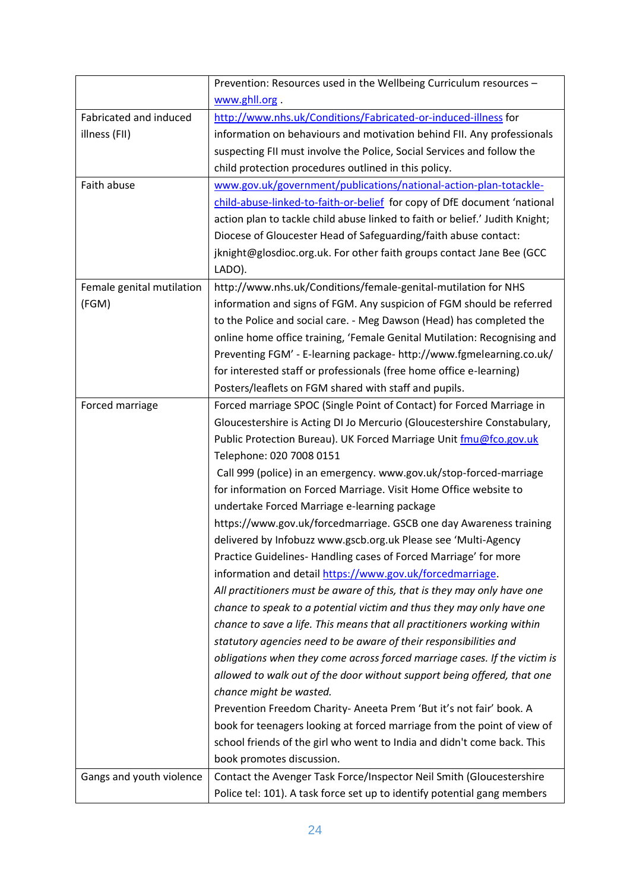| | |
|---|---|
| | Prevention: Resources used in the Wellbeing Curriculum resources – www.ghll.org . |
| Fabricated and induced illness (FII) | http://www.nhs.uk/Conditions/Fabricated-or-induced-illness for information on behaviours and motivation behind FII. Any professionals suspecting FII must involve the Police, Social Services and follow the child protection procedures outlined in this policy. |
| Faith abuse | www.gov.uk/government/publications/national-action-plan-totackle-child-abuse-linked-to-faith-or-belief for copy of DfE document 'national action plan to tackle child abuse linked to faith or belief.' Judith Knight; Diocese of Gloucester Head of Safeguarding/faith abuse contact: jknight@glosdioc.org.uk. For other faith groups contact Jane Bee (GCC LADO). |
| Female genital mutilation (FGM) | http://www.nhs.uk/Conditions/female-genital-mutilation for NHS information and signs of FGM. Any suspicion of FGM should be referred to the Police and social care. - Meg Dawson (Head) has completed the online home office training, 'Female Genital Mutilation: Recognising and Preventing FGM' - E-learning package- http://www.fgmelearning.co.uk/ for interested staff or professionals (free home office e-learning) Posters/leaflets on FGM shared with staff and pupils. |
| Forced marriage | Forced marriage SPOC (Single Point of Contact) for Forced Marriage in Gloucestershire is Acting DI Jo Mercurio (Gloucestershire Constabulary, Public Protection Bureau). UK Forced Marriage Unit fmu@fco.gov.uk Telephone: 020 7008 0151<br>Call 999 (police) in an emergency. www.gov.uk/stop-forced-marriage for information on Forced Marriage. Visit Home Office website to undertake Forced Marriage e-learning package https://www.gov.uk/forcedmarriage. GSCB one day Awareness training delivered by Infobuzz www.gscb.org.uk Please see 'Multi-Agency Practice Guidelines- Handling cases of Forced Marriage' for more information and detail https://www.gov.uk/forcedmarriage.<br>*All practitioners must be aware of this, that is they may only have one chance to speak to a potential victim and thus they may only have one chance to save a life. This means that all practitioners working within statutory agencies need to be aware of their responsibilities and obligations when they come across forced marriage cases. If the victim is allowed to walk out of the door without support being offered, that one chance might be wasted.*<br>Prevention Freedom Charity- Aneeta Prem 'But it's not fair' book. A book for teenagers looking at forced marriage from the point of view of school friends of the girl who went to India and didn't come back. This book promotes discussion. |
| Gangs and youth violence | Contact the Avenger Task Force/Inspector Neil Smith (Gloucestershire Police tel: 101). A task force set up to identify potential gang members |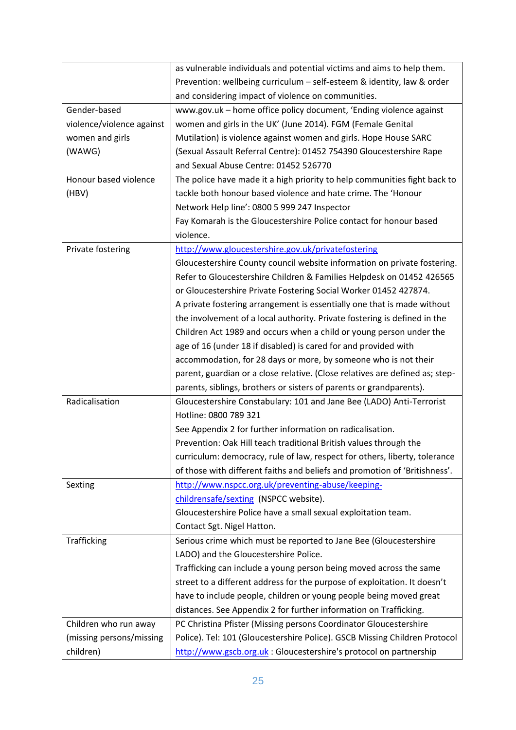| | |
|---|---|
| | as vulnerable individuals and potential victims and aims to help them. Prevention: wellbeing curriculum – self-esteem & identity, law & order and considering impact of violence on communities. |
| Gender-based violence/violence against women and girls (WAWG) | www.gov.uk – home office policy document, 'Ending violence against women and girls in the UK' (June 2014). FGM (Female Genital Mutilation) is violence against women and girls. Hope House SARC (Sexual Assault Referral Centre): 01452 754390 Gloucestershire Rape and Sexual Abuse Centre: 01452 526770 |
| Honour based violence (HBV) | The police have made it a high priority to help communities fight back to tackle both honour based violence and hate crime. The 'Honour Network Help line': 0800 5 999 247 Inspector Fay Komarah is the Gloucestershire Police contact for honour based violence. |
| Private fostering | http://www.gloucestershire.gov.uk/privatefostering Gloucestershire County council website information on private fostering. Refer to Gloucestershire Children & Families Helpdesk on 01452 426565 or Gloucestershire Private Fostering Social Worker 01452 427874. A private fostering arrangement is essentially one that is made without the involvement of a local authority. Private fostering is defined in the Children Act 1989 and occurs when a child or young person under the age of 16 (under 18 if disabled) is cared for and provided with accommodation, for 28 days or more, by someone who is not their parent, guardian or a close relative. (Close relatives are defined as; step-parents, siblings, brothers or sisters of parents or grandparents). |
| Radicalisation | Gloucestershire Constabulary: 101 and Jane Bee (LADO) Anti-Terrorist Hotline: 0800 789 321 See Appendix 2 for further information on radicalisation. Prevention: Oak Hill teach traditional British values through the curriculum: democracy, rule of law, respect for others, liberty, tolerance of those with different faiths and beliefs and promotion of 'Britishness'. |
| Sexting | http://www.nspcc.org.uk/preventing-abuse/keeping-childrensafe/sexting (NSPCC website). Gloucestershire Police have a small sexual exploitation team. Contact Sgt. Nigel Hatton. |
| Trafficking | Serious crime which must be reported to Jane Bee (Gloucestershire LADO) and the Gloucestershire Police. Trafficking can include a young person being moved across the same street to a different address for the purpose of exploitation. It doesn't have to include people, children or young people being moved great distances. See Appendix 2 for further information on Trafficking. |
| Children who run away (missing persons/missing children) | PC Christina Pfister (Missing persons Coordinator Gloucestershire Police). Tel: 101 (Gloucestershire Police). GSCB Missing Children Protocol http://www.gscb.org.uk : Gloucestershire's protocol on partnership |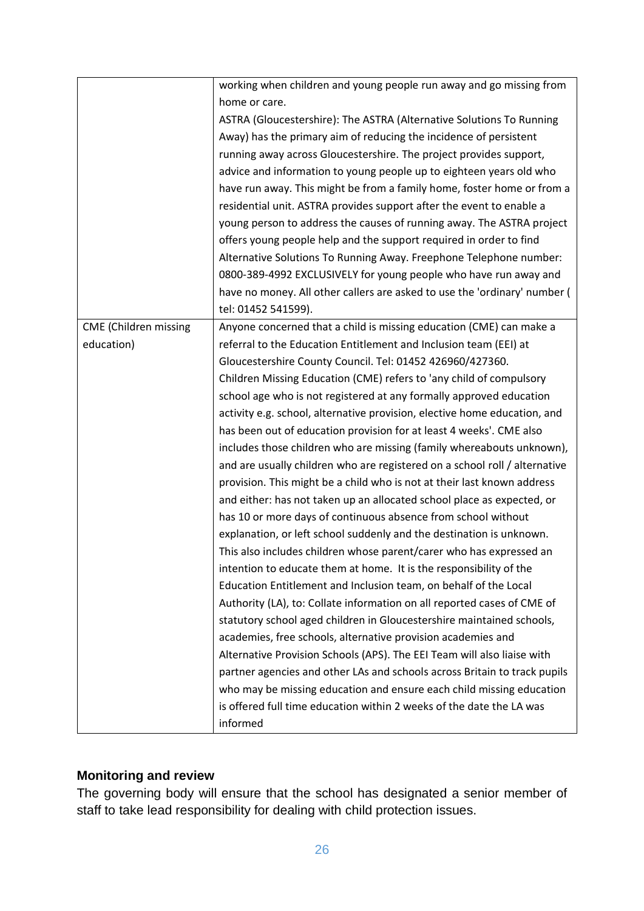| | |
|---|---|
| | working when children and young people run away and go missing from home or care.<br>ASTRA (Gloucestershire): The ASTRA (Alternative Solutions To Running Away) has the primary aim of reducing the incidence of persistent running away across Gloucestershire. The project provides support, advice and information to young people up to eighteen years old who have run away. This might be from a family home, foster home or from a residential unit. ASTRA provides support after the event to enable a young person to address the causes of running away. The ASTRA project offers young people help and the support required in order to find Alternative Solutions To Running Away. Freephone Telephone number: 0800-389-4992 EXCLUSIVELY for young people who have run away and have no money. All other callers are asked to use the 'ordinary' number ( tel: 01452 541599). |
| CME (Children missing education) | Anyone concerned that a child is missing education (CME) can make a referral to the Education Entitlement and Inclusion team (EEI) at Gloucestershire County Council. Tel: 01452 426960/427360.<br>Children Missing Education (CME) refers to 'any child of compulsory school age who is not registered at any formally approved education activity e.g. school, alternative provision, elective home education, and has been out of education provision for at least 4 weeks'. CME also includes those children who are missing (family whereabouts unknown), and are usually children who are registered on a school roll / alternative provision. This might be a child who is not at their last known address and either: has not taken up an allocated school place as expected, or has 10 or more days of continuous absence from school without explanation, or left school suddenly and the destination is unknown. This also includes children whose parent/carer who has expressed an intention to educate them at home. It is the responsibility of the Education Entitlement and Inclusion team, on behalf of the Local Authority (LA), to: Collate information on all reported cases of CME of statutory school aged children in Gloucestershire maintained schools, academies, free schools, alternative provision academies and Alternative Provision Schools (APS). The EEI Team will also liaise with partner agencies and other LAs and schools across Britain to track pupils who may be missing education and ensure each child missing education is offered full time education within 2 weeks of the date the LA was informed |

## Monitoring and review

The governing body will ensure that the school has designated a senior member of staff to take lead responsibility for dealing with child protection issues.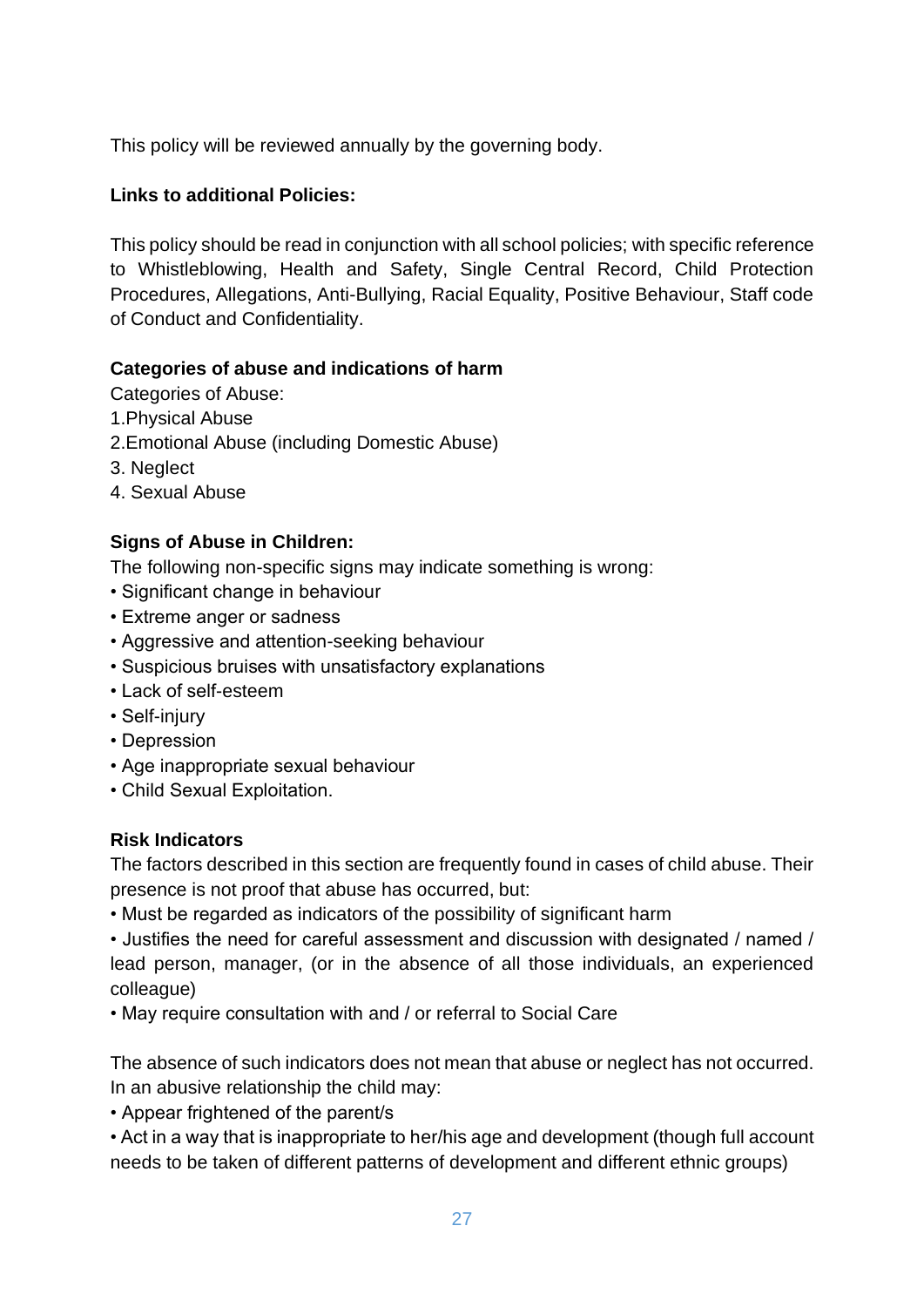This policy will be reviewed annually by the governing body.

**Links to additional Policies:**

This policy should be read in conjunction with all school policies; with specific reference to Whistleblowing, Health and Safety, Single Central Record, Child Protection Procedures, Allegations, Anti-Bullying, Racial Equality, Positive Behaviour, Staff code of Conduct and Confidentiality.

**Categories of abuse and indications of harm**

Categories of Abuse:

1.Physical Abuse

2.Emotional Abuse (including Domestic Abuse)

3. Neglect

4. Sexual Abuse

**Signs of Abuse in Children:**

The following non-specific signs may indicate something is wrong:

- Significant change in behaviour
- Extreme anger or sadness
- Aggressive and attention-seeking behaviour
- Suspicious bruises with unsatisfactory explanations
- Lack of self-esteem
- Self-injury
- Depression
- Age inappropriate sexual behaviour
- Child Sexual Exploitation.

**Risk Indicators**

The factors described in this section are frequently found in cases of child abuse. Their presence is not proof that abuse has occurred, but:

- Must be regarded as indicators of the possibility of significant harm
- Justifies the need for careful assessment and discussion with designated / named / lead person, manager, (or in the absence of all those individuals, an experienced colleague)
- May require consultation with and / or referral to Social Care

The absence of such indicators does not mean that abuse or neglect has not occurred. In an abusive relationship the child may:

- Appear frightened of the parent/s
- Act in a way that is inappropriate to her/his age and development (though full account needs to be taken of different patterns of development and different ethnic groups)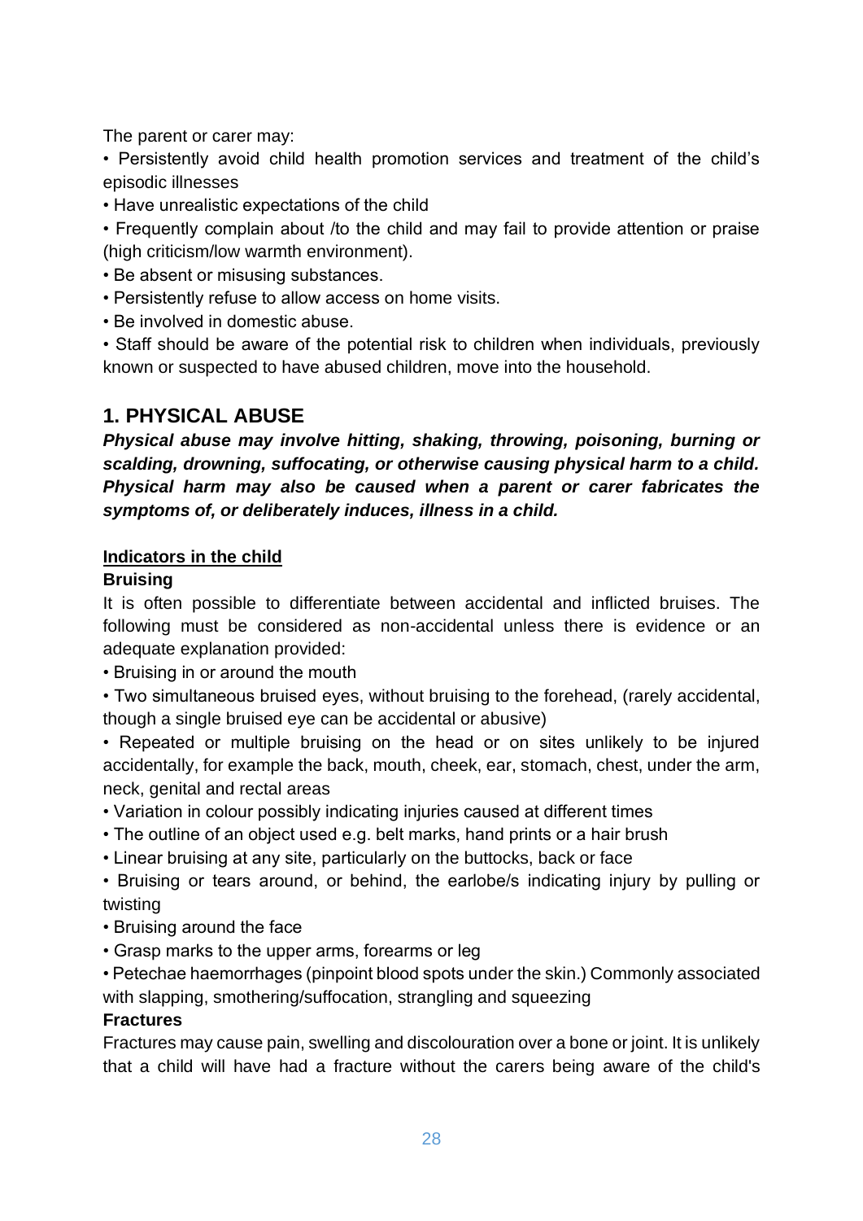The parent or carer may:

- Persistently avoid child health promotion services and treatment of the child's episodic illnesses
- Have unrealistic expectations of the child
- Frequently complain about /to the child and may fail to provide attention or praise (high criticism/low warmth environment).
- Be absent or misusing substances.
- Persistently refuse to allow access on home visits.
- Be involved in domestic abuse.
- Staff should be aware of the potential risk to children when individuals, previously known or suspected to have abused children, move into the household.

## 1. PHYSICAL ABUSE

***Physical abuse may involve hitting, shaking, throwing, poisoning, burning or scalding, drowning, suffocating, or otherwise causing physical harm to a child. Physical harm may also be caused when a parent or carer fabricates the symptoms of, or deliberately induces, illness in a child.***

**Indicators in the child**

**Bruising**

It is often possible to differentiate between accidental and inflicted bruises. The following must be considered as non-accidental unless there is evidence or an adequate explanation provided:

- Bruising in or around the mouth
- Two simultaneous bruised eyes, without bruising to the forehead, (rarely accidental, though a single bruised eye can be accidental or abusive)
- Repeated or multiple bruising on the head or on sites unlikely to be injured accidentally, for example the back, mouth, cheek, ear, stomach, chest, under the arm, neck, genital and rectal areas
- Variation in colour possibly indicating injuries caused at different times
- The outline of an object used e.g. belt marks, hand prints or a hair brush
- Linear bruising at any site, particularly on the buttocks, back or face
- Bruising or tears around, or behind, the earlobe/s indicating injury by pulling or twisting
- Bruising around the face
- Grasp marks to the upper arms, forearms or leg
- Petechae haemorrhages (pinpoint blood spots under the skin.) Commonly associated with slapping, smothering/suffocation, strangling and squeezing

**Fractures**

Fractures may cause pain, swelling and discolouration over a bone or joint. It is unlikely that a child will have had a fracture without the carers being aware of the child's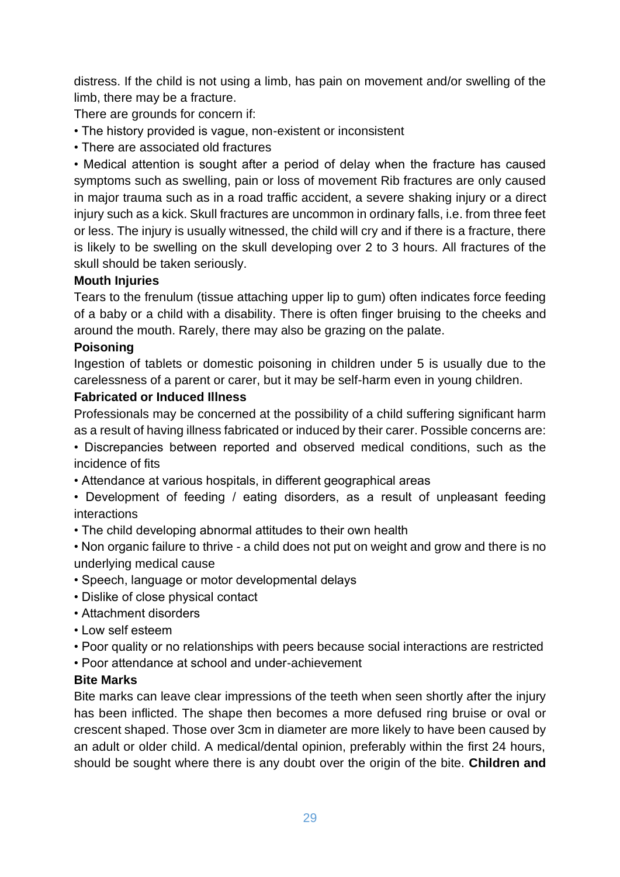distress. If the child is not using a limb, has pain on movement and/or swelling of the limb, there may be a fracture.

There are grounds for concern if:

- The history provided is vague, non-existent or inconsistent
- There are associated old fractures
- Medical attention is sought after a period of delay when the fracture has caused symptoms such as swelling, pain or loss of movement Rib fractures are only caused in major trauma such as in a road traffic accident, a severe shaking injury or a direct injury such as a kick. Skull fractures are uncommon in ordinary falls, i.e. from three feet or less. The injury is usually witnessed, the child will cry and if there is a fracture, there is likely to be swelling on the skull developing over 2 to 3 hours. All fractures of the skull should be taken seriously.

**Mouth Injuries**

Tears to the frenulum (tissue attaching upper lip to gum) often indicates force feeding of a baby or a child with a disability. There is often finger bruising to the cheeks and around the mouth. Rarely, there may also be grazing on the palate.

**Poisoning**

Ingestion of tablets or domestic poisoning in children under 5 is usually due to the carelessness of a parent or carer, but it may be self-harm even in young children.

**Fabricated or Induced Illness**

Professionals may be concerned at the possibility of a child suffering significant harm as a result of having illness fabricated or induced by their carer. Possible concerns are:

- Discrepancies between reported and observed medical conditions, such as the incidence of fits
- Attendance at various hospitals, in different geographical areas
- Development of feeding / eating disorders, as a result of unpleasant feeding interactions
- The child developing abnormal attitudes to their own health
- Non organic failure to thrive - a child does not put on weight and grow and there is no underlying medical cause
- Speech, language or motor developmental delays
- Dislike of close physical contact
- Attachment disorders
- Low self esteem
- Poor quality or no relationships with peers because social interactions are restricted
- Poor attendance at school and under-achievement

**Bite Marks**

Bite marks can leave clear impressions of the teeth when seen shortly after the injury has been inflicted. The shape then becomes a more defused ring bruise or oval or crescent shaped. Those over 3cm in diameter are more likely to have been caused by an adult or older child. A medical/dental opinion, preferably within the first 24 hours, should be sought where there is any doubt over the origin of the bite. **Children and**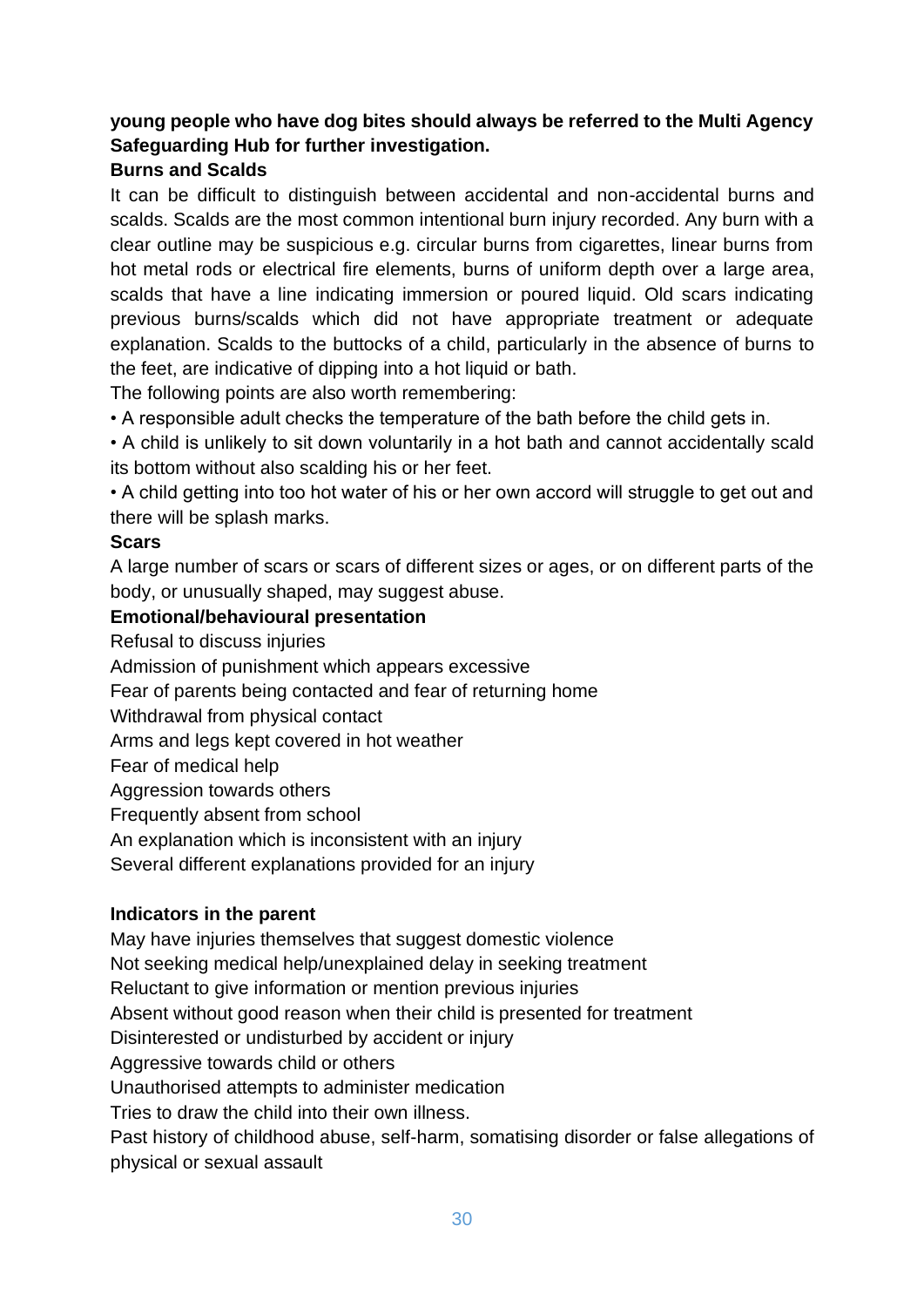**young people who have dog bites should always be referred to the Multi Agency Safeguarding Hub for further investigation.**

**Burns and Scalds**

It can be difficult to distinguish between accidental and non-accidental burns and scalds. Scalds are the most common intentional burn injury recorded. Any burn with a clear outline may be suspicious e.g. circular burns from cigarettes, linear burns from hot metal rods or electrical fire elements, burns of uniform depth over a large area, scalds that have a line indicating immersion or poured liquid. Old scars indicating previous burns/scalds which did not have appropriate treatment or adequate explanation. Scalds to the buttocks of a child, particularly in the absence of burns to the feet, are indicative of dipping into a hot liquid or bath.

The following points are also worth remembering:

- A responsible adult checks the temperature of the bath before the child gets in.
- A child is unlikely to sit down voluntarily in a hot bath and cannot accidentally scald its bottom without also scalding his or her feet.
- A child getting into too hot water of his or her own accord will struggle to get out and there will be splash marks.

**Scars**

A large number of scars or scars of different sizes or ages, or on different parts of the body, or unusually shaped, may suggest abuse.

**Emotional/behavioural presentation**

Refusal to discuss injuries

Admission of punishment which appears excessive

Fear of parents being contacted and fear of returning home

Withdrawal from physical contact

Arms and legs kept covered in hot weather

Fear of medical help

Aggression towards others

Frequently absent from school

An explanation which is inconsistent with an injury

Several different explanations provided for an injury

**Indicators in the parent**

May have injuries themselves that suggest domestic violence

Not seeking medical help/unexplained delay in seeking treatment

Reluctant to give information or mention previous injuries

Absent without good reason when their child is presented for treatment

Disinterested or undisturbed by accident or injury

Aggressive towards child or others

Unauthorised attempts to administer medication

Tries to draw the child into their own illness.

Past history of childhood abuse, self-harm, somatising disorder or false allegations of physical or sexual assault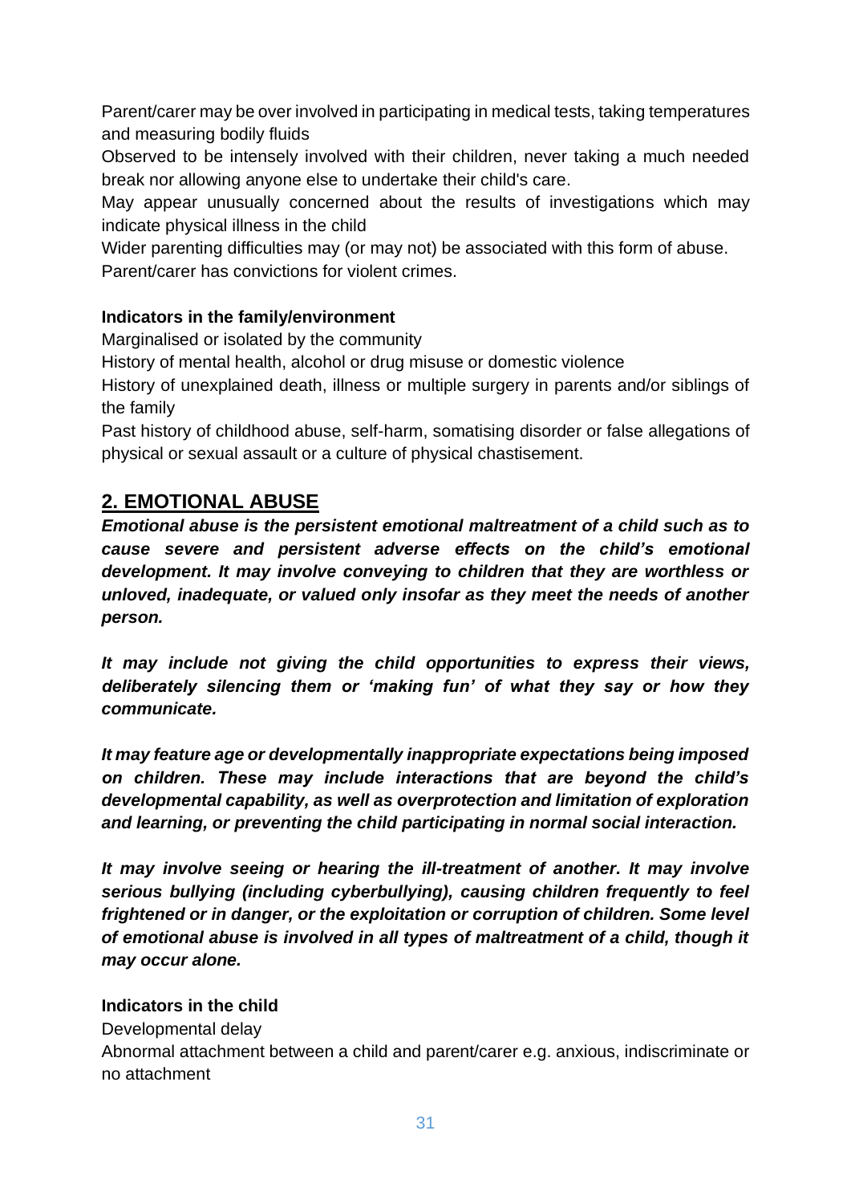Parent/carer may be over involved in participating in medical tests, taking temperatures and measuring bodily fluids

Observed to be intensely involved with their children, never taking a much needed break nor allowing anyone else to undertake their child's care.

May appear unusually concerned about the results of investigations which may indicate physical illness in the child

Wider parenting difficulties may (or may not) be associated with this form of abuse.

Parent/carer has convictions for violent crimes.

**Indicators in the family/environment**

Marginalised or isolated by the community

History of mental health, alcohol or drug misuse or domestic violence

History of unexplained death, illness or multiple surgery in parents and/or siblings of the family

Past history of childhood abuse, self-harm, somatising disorder or false allegations of physical or sexual assault or a culture of physical chastisement.

## 2. EMOTIONAL ABUSE

***Emotional abuse is the persistent emotional maltreatment of a child such as to cause severe and persistent adverse effects on the child's emotional development. It may involve conveying to children that they are worthless or unloved, inadequate, or valued only insofar as they meet the needs of another person.***

***It may include not giving the child opportunities to express their views, deliberately silencing them or 'making fun' of what they say or how they communicate.***

***It may feature age or developmentally inappropriate expectations being imposed on children. These may include interactions that are beyond the child's developmental capability, as well as overprotection and limitation of exploration and learning, or preventing the child participating in normal social interaction.***

***It may involve seeing or hearing the ill-treatment of another. It may involve serious bullying (including cyberbullying), causing children frequently to feel frightened or in danger, or the exploitation or corruption of children. Some level of emotional abuse is involved in all types of maltreatment of a child, though it may occur alone.***

**Indicators in the child**

Developmental delay

Abnormal attachment between a child and parent/carer e.g. anxious, indiscriminate or no attachment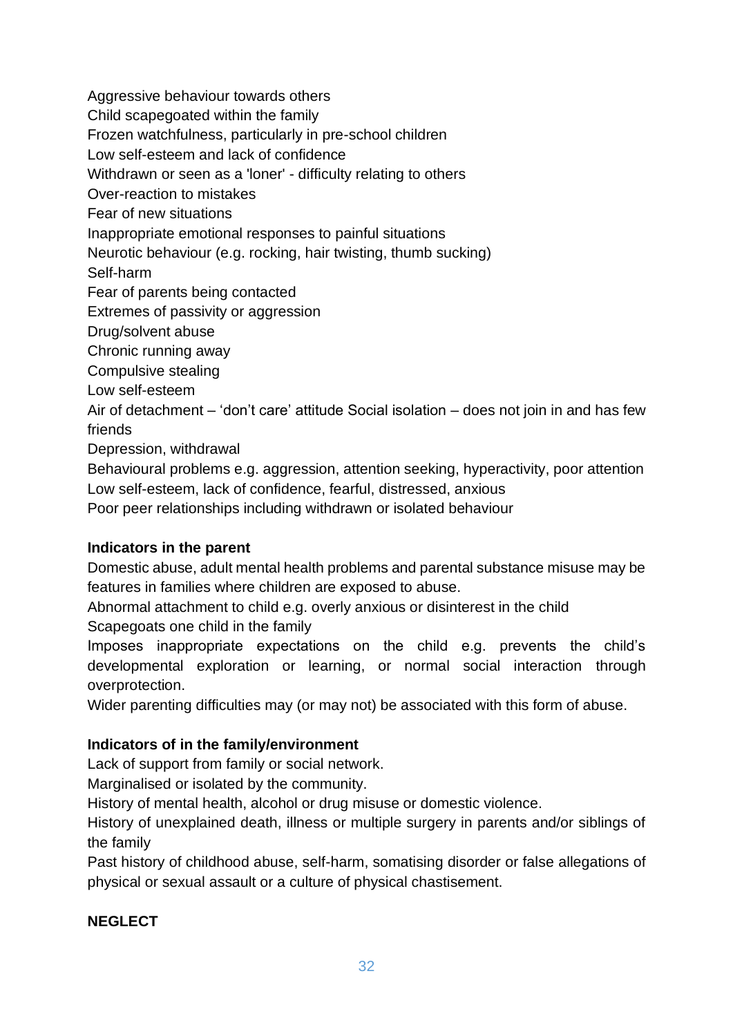Aggressive behaviour towards others
Child scapegoated within the family
Frozen watchfulness, particularly in pre-school children
Low self-esteem and lack of confidence
Withdrawn or seen as a 'loner' - difficulty relating to others
Over-reaction to mistakes
Fear of new situations
Inappropriate emotional responses to painful situations
Neurotic behaviour (e.g. rocking, hair twisting, thumb sucking)
Self-harm
Fear of parents being contacted
Extremes of passivity or aggression
Drug/solvent abuse
Chronic running away
Compulsive stealing
Low self-esteem
Air of detachment – 'don't care' attitude Social isolation – does not join in and has few friends
Depression, withdrawal
Behavioural problems e.g. aggression, attention seeking, hyperactivity, poor attention
Low self-esteem, lack of confidence, fearful, distressed, anxious
Poor peer relationships including withdrawn or isolated behaviour

**Indicators in the parent**

Domestic abuse, adult mental health problems and parental substance misuse may be features in families where children are exposed to abuse.
Abnormal attachment to child e.g. overly anxious or disinterest in the child
Scapegoats one child in the family
Imposes inappropriate expectations on the child e.g. prevents the child's developmental exploration or learning, or normal social interaction through overprotection.
Wider parenting difficulties may (or may not) be associated with this form of abuse.

**Indicators of in the family/environment**

Lack of support from family or social network.
Marginalised or isolated by the community.
History of mental health, alcohol or drug misuse or domestic violence.
History of unexplained death, illness or multiple surgery in parents and/or siblings of the family
Past history of childhood abuse, self-harm, somatising disorder or false allegations of physical or sexual assault or a culture of physical chastisement.

**NEGLECT**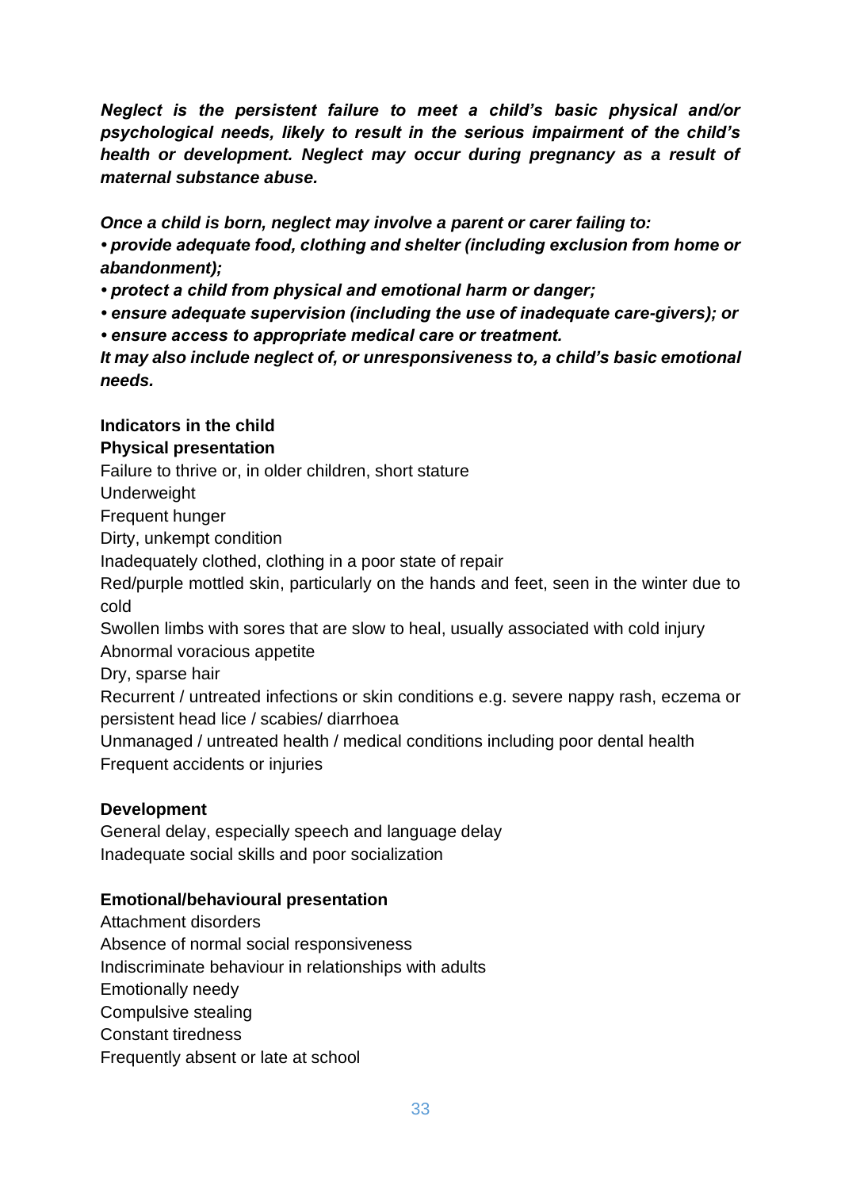***Neglect is the persistent failure to meet a child's basic physical and/or psychological needs, likely to result in the serious impairment of the child's health or development. Neglect may occur during pregnancy as a result of maternal substance abuse.***

***Once a child is born, neglect may involve a parent or carer failing to:***

- ***provide adequate food, clothing and shelter (including exclusion from home or abandonment);***
- ***protect a child from physical and emotional harm or danger;***
- ***ensure adequate supervision (including the use of inadequate care-givers); or***
- ***ensure access to appropriate medical care or treatment.***

***It may also include neglect of, or unresponsiveness to, a child's basic emotional needs.***

**Indicators in the child**

**Physical presentation**

Failure to thrive or, in older children, short stature
Underweight
Frequent hunger
Dirty, unkempt condition
Inadequately clothed, clothing in a poor state of repair
Red/purple mottled skin, particularly on the hands and feet, seen in the winter due to cold
Swollen limbs with sores that are slow to heal, usually associated with cold injury
Abnormal voracious appetite
Dry, sparse hair
Recurrent / untreated infections or skin conditions e.g. severe nappy rash, eczema or persistent head lice / scabies/ diarrhoea
Unmanaged / untreated health / medical conditions including poor dental health
Frequent accidents or injuries

**Development**

General delay, especially speech and language delay
Inadequate social skills and poor socialization

**Emotional/behavioural presentation**

Attachment disorders
Absence of normal social responsiveness
Indiscriminate behaviour in relationships with adults
Emotionally needy
Compulsive stealing
Constant tiredness
Frequently absent or late at school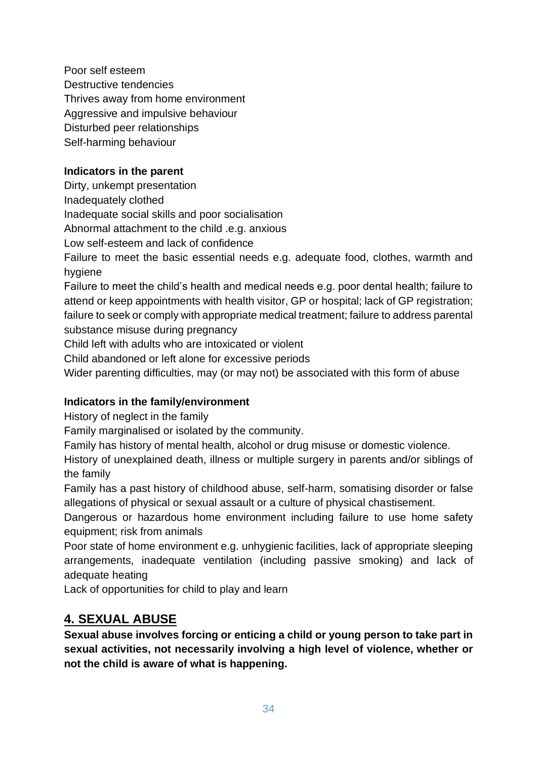Poor self esteem
Destructive tendencies
Thrives away from home environment
Aggressive and impulsive behaviour
Disturbed peer relationships
Self-harming behaviour

**Indicators in the parent**

Dirty, unkempt presentation
Inadequately clothed
Inadequate social skills and poor socialisation
Abnormal attachment to the child .e.g. anxious
Low self-esteem and lack of confidence
Failure to meet the basic essential needs e.g. adequate food, clothes, warmth and hygiene
Failure to meet the child's health and medical needs e.g. poor dental health; failure to attend or keep appointments with health visitor, GP or hospital; lack of GP registration; failure to seek or comply with appropriate medical treatment; failure to address parental substance misuse during pregnancy
Child left with adults who are intoxicated or violent
Child abandoned or left alone for excessive periods
Wider parenting difficulties, may (or may not) be associated with this form of abuse

**Indicators in the family/environment**

History of neglect in the family
Family marginalised or isolated by the community.
Family has history of mental health, alcohol or drug misuse or domestic violence.
History of unexplained death, illness or multiple surgery in parents and/or siblings of the family
Family has a past history of childhood abuse, self-harm, somatising disorder or false allegations of physical or sexual assault or a culture of physical chastisement.
Dangerous or hazardous home environment including failure to use home safety equipment; risk from animals
Poor state of home environment e.g. unhygienic facilities, lack of appropriate sleeping arrangements, inadequate ventilation (including passive smoking) and lack of adequate heating
Lack of opportunities for child to play and learn

## 4. SEXUAL ABUSE

**Sexual abuse involves forcing or enticing a child or young person to take part in sexual activities, not necessarily involving a high level of violence, whether or not the child is aware of what is happening.**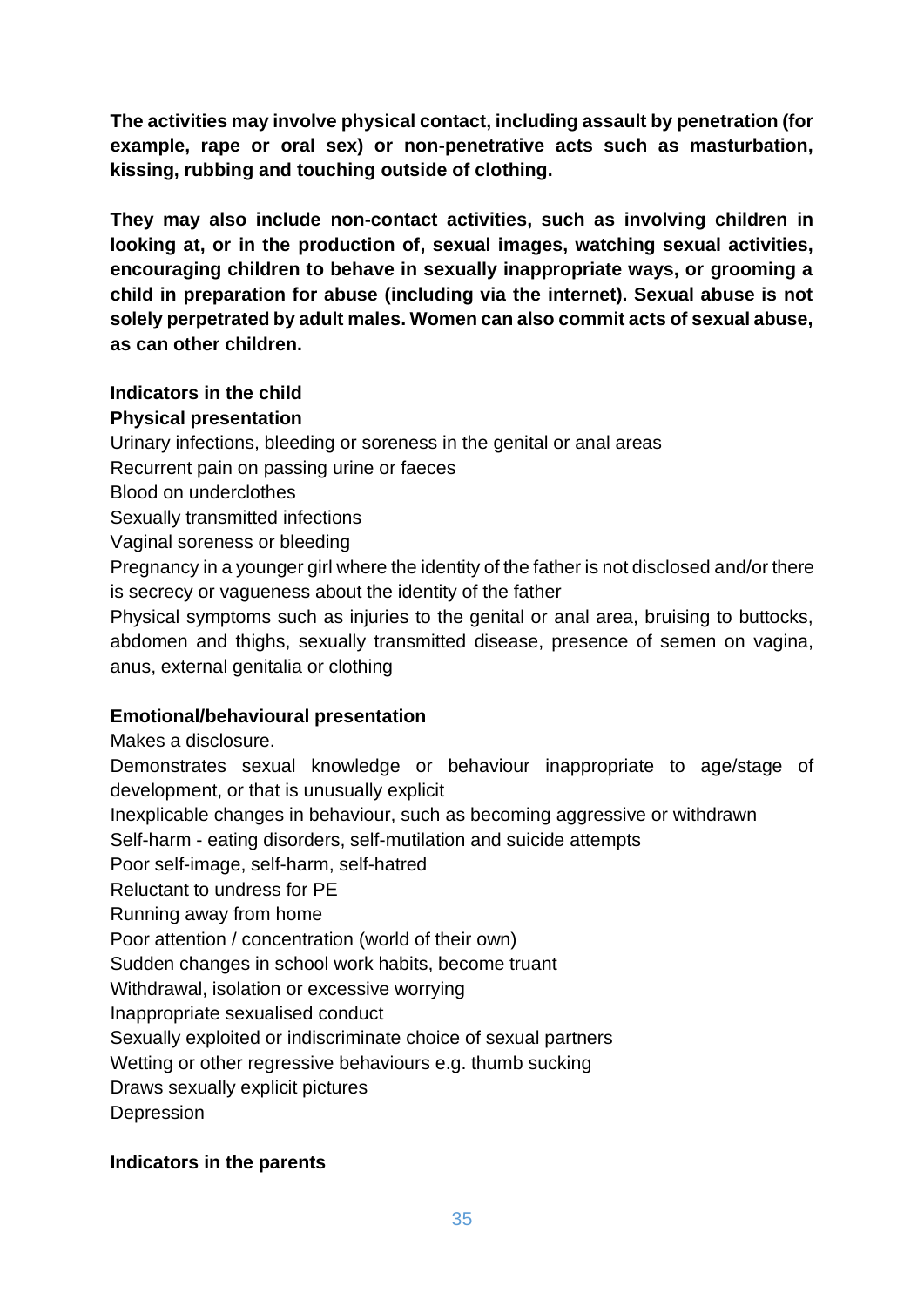**The activities may involve physical contact, including assault by penetration (for example, rape or oral sex) or non-penetrative acts such as masturbation, kissing, rubbing and touching outside of clothing.**

**They may also include non-contact activities, such as involving children in looking at, or in the production of, sexual images, watching sexual activities, encouraging children to behave in sexually inappropriate ways, or grooming a child in preparation for abuse (including via the internet). Sexual abuse is not solely perpetrated by adult males. Women can also commit acts of sexual abuse, as can other children.**

**Indicators in the child**

**Physical presentation**

Urinary infections, bleeding or soreness in the genital or anal areas

Recurrent pain on passing urine or faeces

Blood on underclothes

Sexually transmitted infections

Vaginal soreness or bleeding

Pregnancy in a younger girl where the identity of the father is not disclosed and/or there is secrecy or vagueness about the identity of the father

Physical symptoms such as injuries to the genital or anal area, bruising to buttocks, abdomen and thighs, sexually transmitted disease, presence of semen on vagina, anus, external genitalia or clothing

**Emotional/behavioural presentation**

Makes a disclosure.

Demonstrates sexual knowledge or behaviour inappropriate to age/stage of development, or that is unusually explicit

Inexplicable changes in behaviour, such as becoming aggressive or withdrawn

Self-harm - eating disorders, self-mutilation and suicide attempts

Poor self-image, self-harm, self-hatred

Reluctant to undress for PE

Running away from home

Poor attention / concentration (world of their own)

Sudden changes in school work habits, become truant

Withdrawal, isolation or excessive worrying

Inappropriate sexualised conduct

Sexually exploited or indiscriminate choice of sexual partners

Wetting or other regressive behaviours e.g. thumb sucking

Draws sexually explicit pictures

Depression

**Indicators in the parents**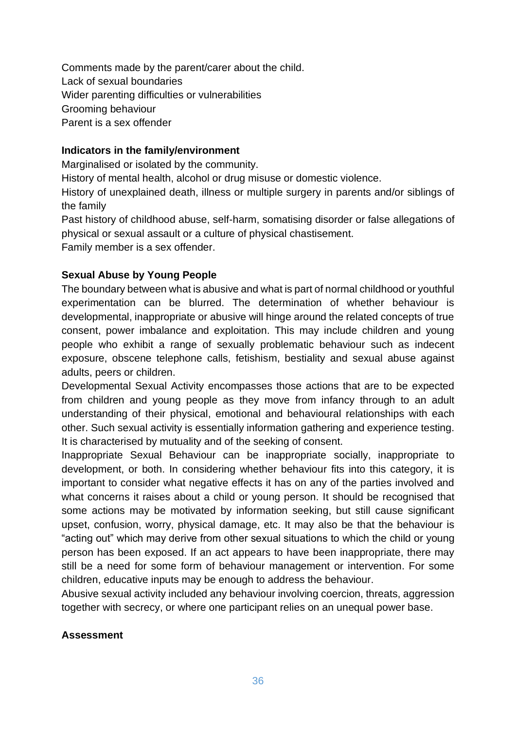Comments made by the parent/carer about the child.
Lack of sexual boundaries
Wider parenting difficulties or vulnerabilities
Grooming behaviour
Parent is a sex offender

**Indicators in the family/environment**

Marginalised or isolated by the community.
History of mental health, alcohol or drug misuse or domestic violence.
History of unexplained death, illness or multiple surgery in parents and/or siblings of the family
Past history of childhood abuse, self-harm, somatising disorder or false allegations of physical or sexual assault or a culture of physical chastisement.
Family member is a sex offender.

**Sexual Abuse by Young People**

The boundary between what is abusive and what is part of normal childhood or youthful experimentation can be blurred. The determination of whether behaviour is developmental, inappropriate or abusive will hinge around the related concepts of true consent, power imbalance and exploitation. This may include children and young people who exhibit a range of sexually problematic behaviour such as indecent exposure, obscene telephone calls, fetishism, bestiality and sexual abuse against adults, peers or children.

Developmental Sexual Activity encompasses those actions that are to be expected from children and young people as they move from infancy through to an adult understanding of their physical, emotional and behavioural relationships with each other. Such sexual activity is essentially information gathering and experience testing. It is characterised by mutuality and of the seeking of consent.

Inappropriate Sexual Behaviour can be inappropriate socially, inappropriate to development, or both. In considering whether behaviour fits into this category, it is important to consider what negative effects it has on any of the parties involved and what concerns it raises about a child or young person. It should be recognised that some actions may be motivated by information seeking, but still cause significant upset, confusion, worry, physical damage, etc. It may also be that the behaviour is "acting out" which may derive from other sexual situations to which the child or young person has been exposed. If an act appears to have been inappropriate, there may still be a need for some form of behaviour management or intervention. For some children, educative inputs may be enough to address the behaviour.

Abusive sexual activity included any behaviour involving coercion, threats, aggression together with secrecy, or where one participant relies on an unequal power base.

**Assessment**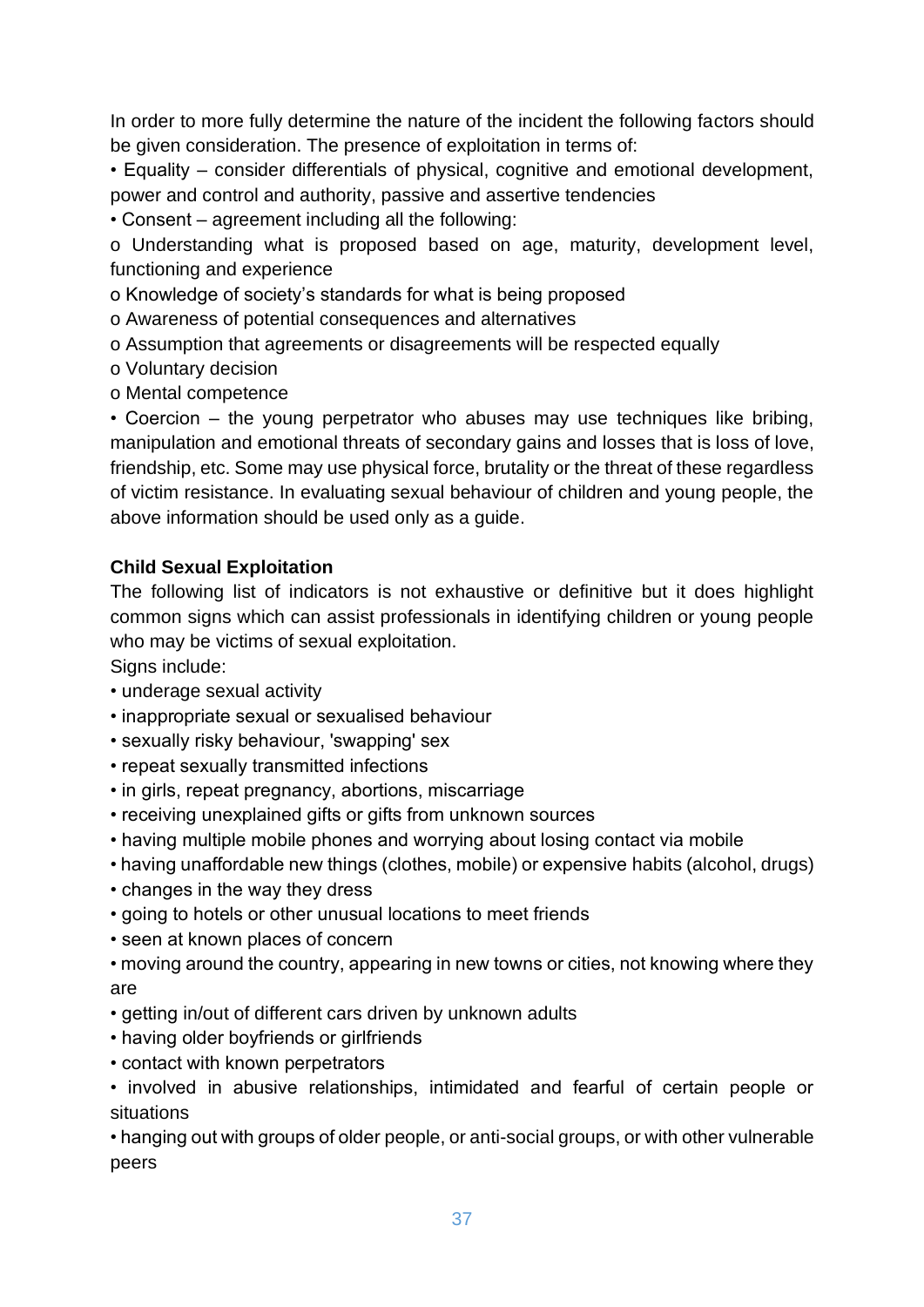In order to more fully determine the nature of the incident the following factors should be given consideration. The presence of exploitation in terms of:

- Equality – consider differentials of physical, cognitive and emotional development, power and control and authority, passive and assertive tendencies
- Consent – agreement including all the following:
  - Understanding what is proposed based on age, maturity, development level, functioning and experience
  - Knowledge of society's standards for what is being proposed
  - Awareness of potential consequences and alternatives
  - Assumption that agreements or disagreements will be respected equally
  - Voluntary decision
  - Mental competence
- Coercion – the young perpetrator who abuses may use techniques like bribing, manipulation and emotional threats of secondary gains and losses that is loss of love, friendship, etc. Some may use physical force, brutality or the threat of these regardless of victim resistance. In evaluating sexual behaviour of children and young people, the above information should be used only as a guide.

**Child Sexual Exploitation**

The following list of indicators is not exhaustive or definitive but it does highlight common signs which can assist professionals in identifying children or young people who may be victims of sexual exploitation.

Signs include:

- underage sexual activity
- inappropriate sexual or sexualised behaviour
- sexually risky behaviour, 'swapping' sex
- repeat sexually transmitted infections
- in girls, repeat pregnancy, abortions, miscarriage
- receiving unexplained gifts or gifts from unknown sources
- having multiple mobile phones and worrying about losing contact via mobile
- having unaffordable new things (clothes, mobile) or expensive habits (alcohol, drugs)
- changes in the way they dress
- going to hotels or other unusual locations to meet friends
- seen at known places of concern
- moving around the country, appearing in new towns or cities, not knowing where they are
- getting in/out of different cars driven by unknown adults
- having older boyfriends or girlfriends
- contact with known perpetrators
- involved in abusive relationships, intimidated and fearful of certain people or situations
- hanging out with groups of older people, or anti-social groups, or with other vulnerable peers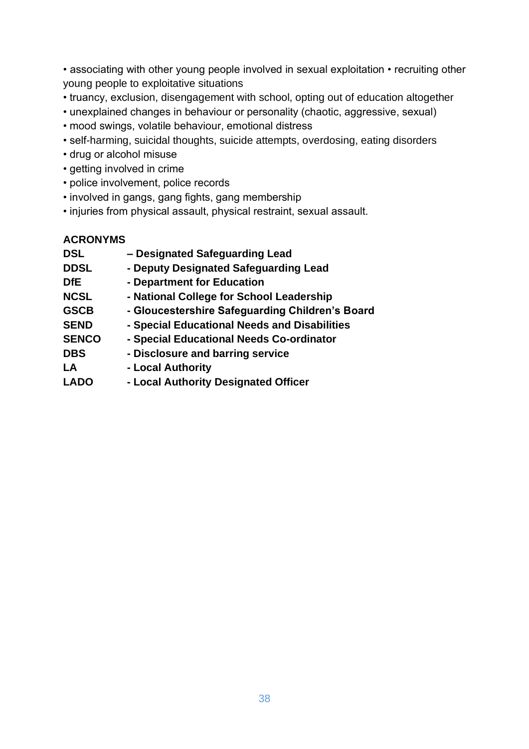• associating with other young people involved in sexual exploitation • recruiting other young people to exploitative situations
• truancy, exclusion, disengagement with school, opting out of education altogether
• unexplained changes in behaviour or personality (chaotic, aggressive, sexual)
• mood swings, volatile behaviour, emotional distress
• self-harming, suicidal thoughts, suicide attempts, overdosing, eating disorders
• drug or alcohol misuse
• getting involved in crime
• police involvement, police records
• involved in gangs, gang fights, gang membership
• injuries from physical assault, physical restraint, sexual assault.

**ACRONYMS**

| | |
|---|---|
| **DSL** | **– Designated Safeguarding Lead** |
| **DDSL** | **- Deputy Designated Safeguarding Lead** |
| **DfE** | **- Department for Education** |
| **NCSL** | **- National College for School Leadership** |
| **GSCB** | **- Gloucestershire Safeguarding Children's Board** |
| **SEND** | **- Special Educational Needs and Disabilities** |
| **SENCO** | **- Special Educational Needs Co-ordinator** |
| **DBS** | **- Disclosure and barring service** |
| **LA** | **- Local Authority** |
| **LADO** | **- Local Authority Designated Officer** |